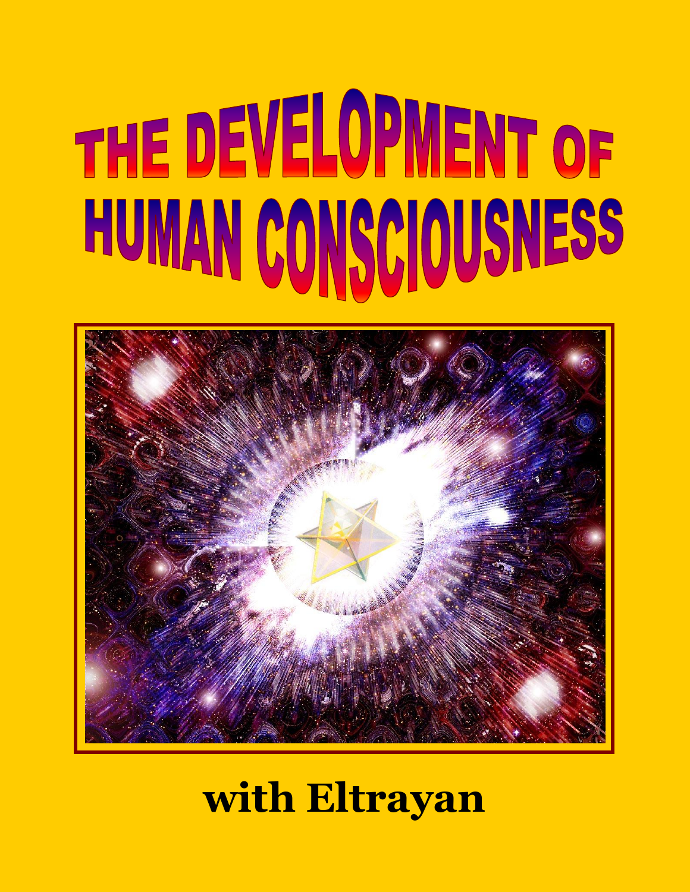# THE DEVELOPMENT OF HUMAN CONSCIOUSNESS

**with Eltrayan**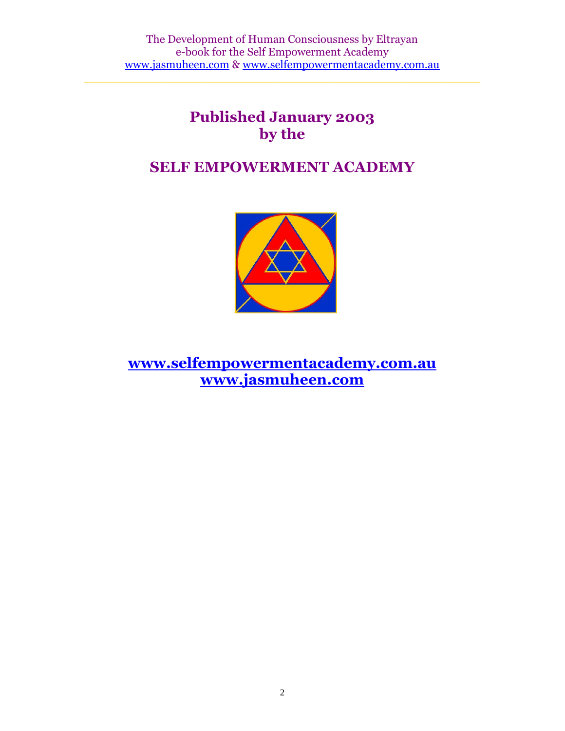**Published January 2003**
**by the**

**SELF EMPOWERMENT ACADEMY**

**www.selfempowermentacademy.com.au**
**www.jasmuheen.com**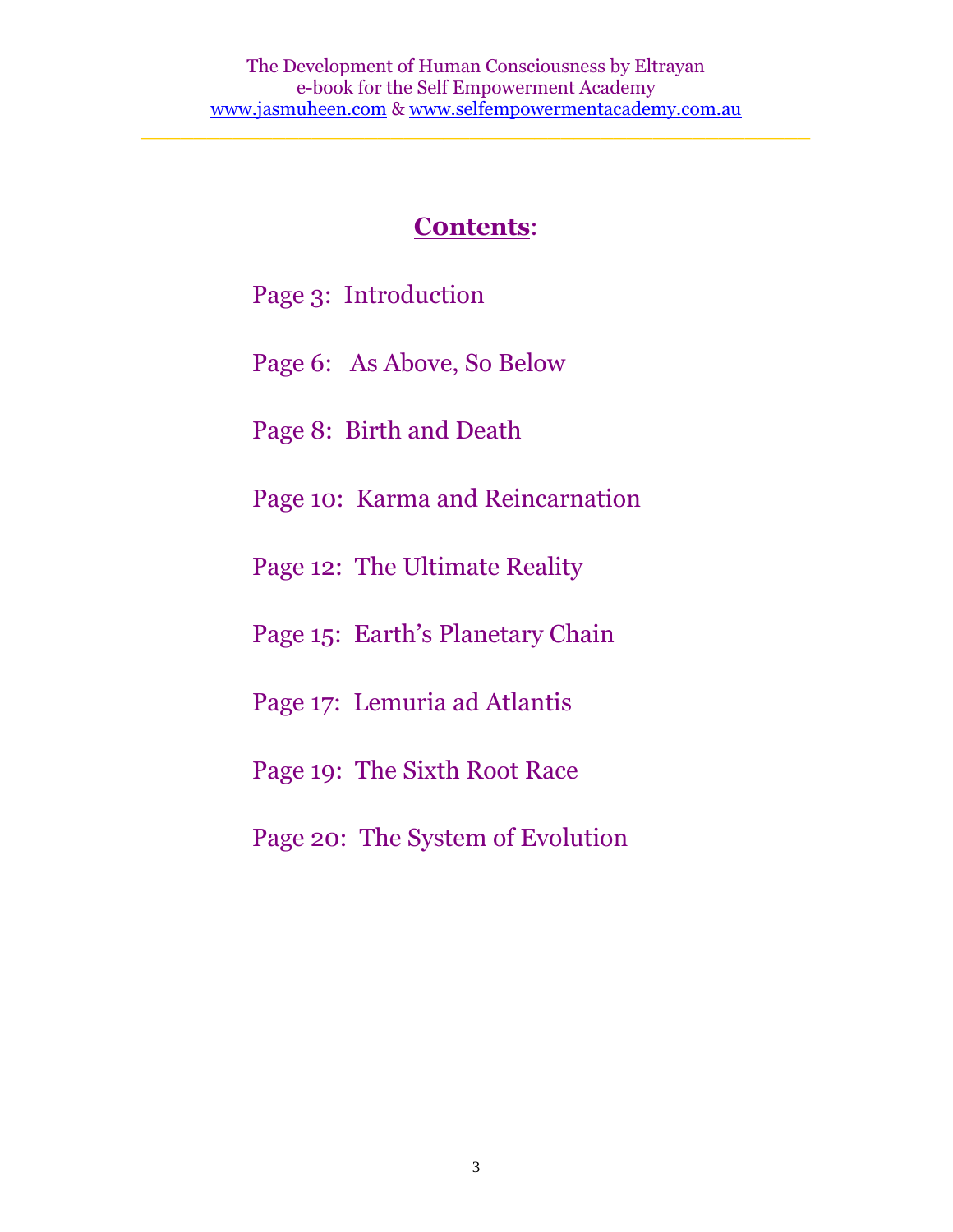## **Contents**:

Page 3: Introduction

Page 6: As Above, So Below

Page 8: Birth and Death

Page 10: Karma and Reincarnation

Page 12: The Ultimate Reality

Page 15: Earth's Planetary Chain

Page 17: Lemuria ad Atlantis

Page 19: The Sixth Root Race

Page 20: The System of Evolution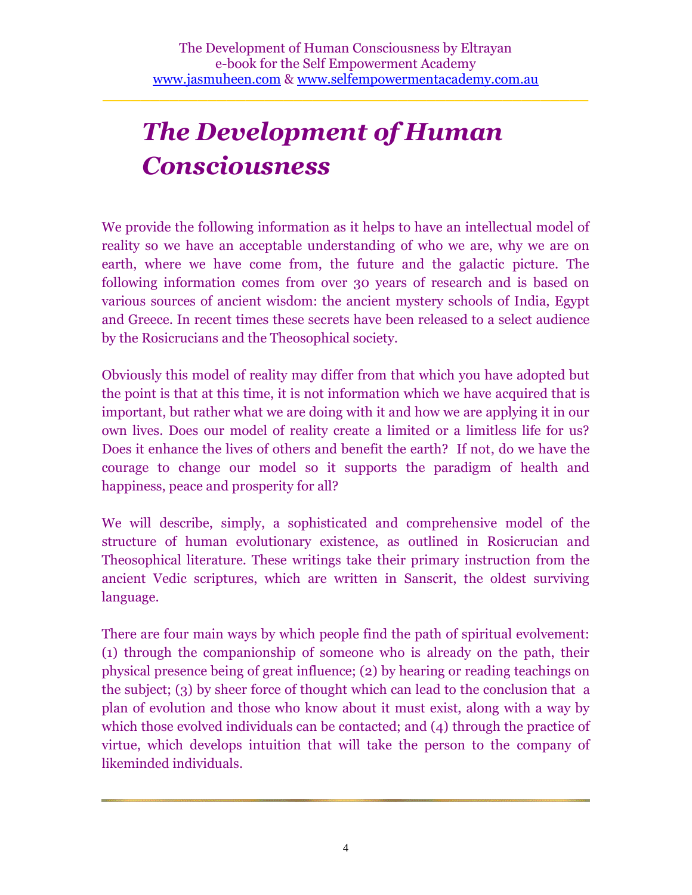# *The Development of Human Consciousness*

We provide the following information as it helps to have an intellectual model of reality so we have an acceptable understanding of who we are, why we are on earth, where we have come from, the future and the galactic picture. The following information comes from over 30 years of research and is based on various sources of ancient wisdom: the ancient mystery schools of India, Egypt and Greece. In recent times these secrets have been released to a select audience by the Rosicrucians and the Theosophical society.

Obviously this model of reality may differ from that which you have adopted but the point is that at this time, it is not information which we have acquired that is important, but rather what we are doing with it and how we are applying it in our own lives. Does our model of reality create a limited or a limitless life for us? Does it enhance the lives of others and benefit the earth? If not, do we have the courage to change our model so it supports the paradigm of health and happiness, peace and prosperity for all?

We will describe, simply, a sophisticated and comprehensive model of the structure of human evolutionary existence, as outlined in Rosicrucian and Theosophical literature. These writings take their primary instruction from the ancient Vedic scriptures, which are written in Sanscrit, the oldest surviving language.

There are four main ways by which people find the path of spiritual evolvement: (1) through the companionship of someone who is already on the path, their physical presence being of great influence; (2) by hearing or reading teachings on the subject; (3) by sheer force of thought which can lead to the conclusion that a plan of evolution and those who know about it must exist, along with a way by which those evolved individuals can be contacted; and (4) through the practice of virtue, which develops intuition that will take the person to the company of likeminded individuals.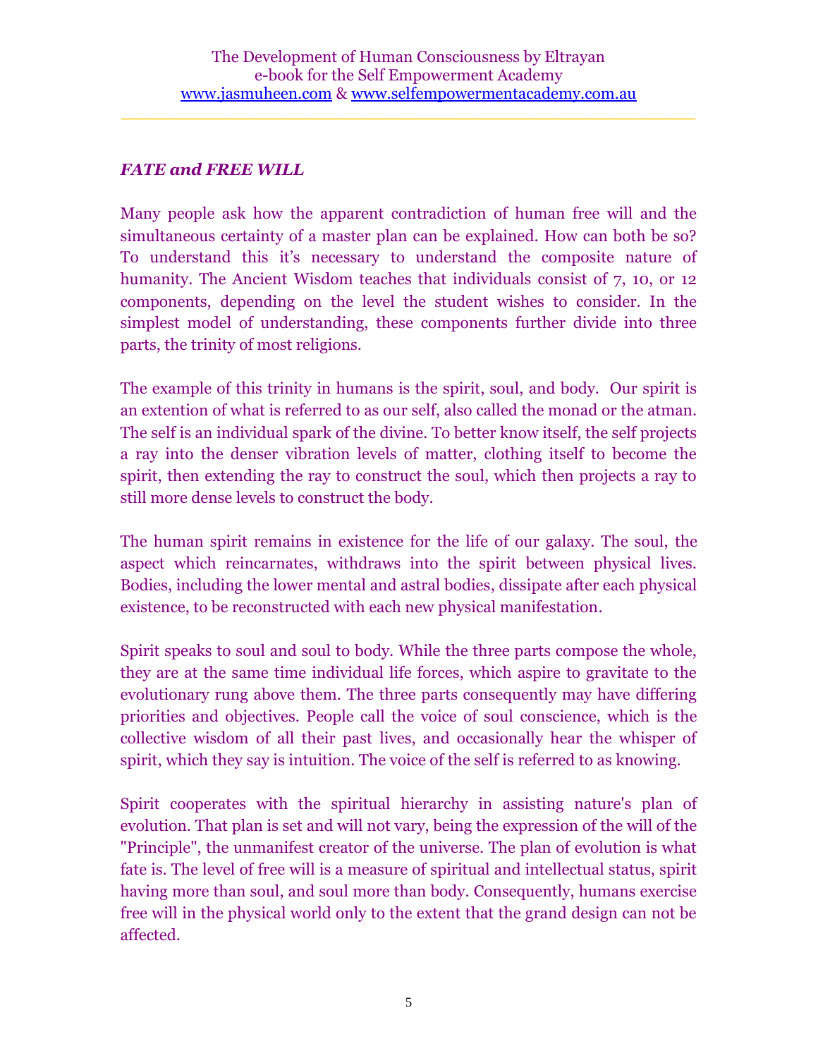*FATE and FREE WILL*

Many people ask how the apparent contradiction of human free will and the simultaneous certainty of a master plan can be explained. How can both be so? To understand this it's necessary to understand the composite nature of humanity. The Ancient Wisdom teaches that individuals consist of 7, 10, or 12 components, depending on the level the student wishes to consider. In the simplest model of understanding, these components further divide into three parts, the trinity of most religions.

The example of this trinity in humans is the spirit, soul, and body. Our spirit is an extention of what is referred to as our self, also called the monad or the atman. The self is an individual spark of the divine. To better know itself, the self projects a ray into the denser vibration levels of matter, clothing itself to become the spirit, then extending the ray to construct the soul, which then projects a ray to still more dense levels to construct the body.

The human spirit remains in existence for the life of our galaxy. The soul, the aspect which reincarnates, withdraws into the spirit between physical lives. Bodies, including the lower mental and astral bodies, dissipate after each physical existence, to be reconstructed with each new physical manifestation.

Spirit speaks to soul and soul to body. While the three parts compose the whole, they are at the same time individual life forces, which aspire to gravitate to the evolutionary rung above them. The three parts consequently may have differing priorities and objectives. People call the voice of soul conscience, which is the collective wisdom of all their past lives, and occasionally hear the whisper of spirit, which they say is intuition. The voice of the self is referred to as knowing.

Spirit cooperates with the spiritual hierarchy in assisting nature's plan of evolution. That plan is set and will not vary, being the expression of the will of the "Principle", the unmanifest creator of the universe. The plan of evolution is what fate is. The level of free will is a measure of spiritual and intellectual status, spirit having more than soul, and soul more than body. Consequently, humans exercise free will in the physical world only to the extent that the grand design can not be affected.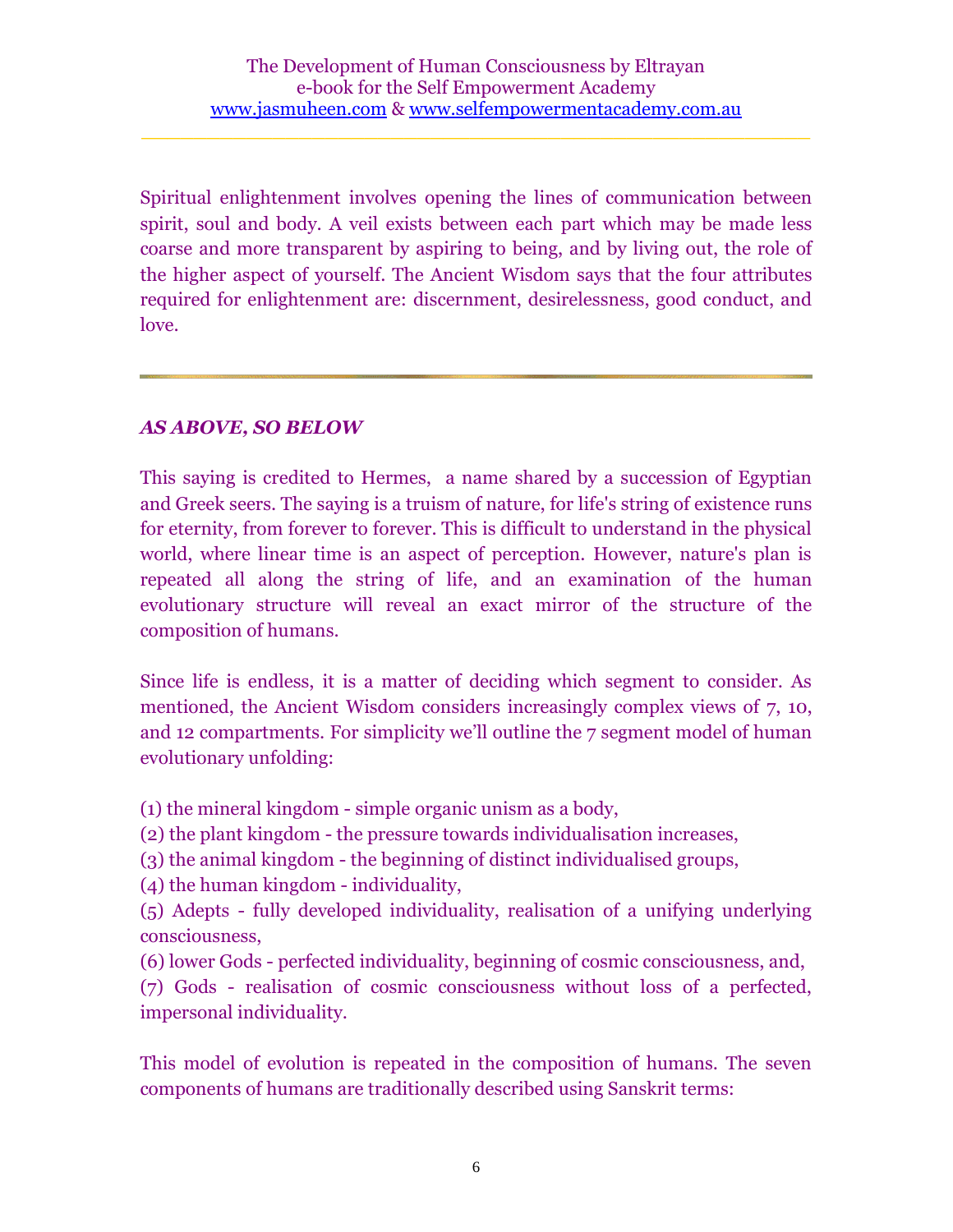Spiritual enlightenment involves opening the lines of communication between spirit, soul and body. A veil exists between each part which may be made less coarse and more transparent by aspiring to being, and by living out, the role of the higher aspect of yourself. The Ancient Wisdom says that the four attributes required for enlightenment are: discernment, desirelessness, good conduct, and love.

---

### *AS ABOVE, SO BELOW*

This saying is credited to Hermes, a name shared by a succession of Egyptian and Greek seers. The saying is a truism of nature, for life's string of existence runs for eternity, from forever to forever. This is difficult to understand in the physical world, where linear time is an aspect of perception. However, nature's plan is repeated all along the string of life, and an examination of the human evolutionary structure will reveal an exact mirror of the structure of the composition of humans.

Since life is endless, it is a matter of deciding which segment to consider. As mentioned, the Ancient Wisdom considers increasingly complex views of 7, 10, and 12 compartments. For simplicity we'll outline the 7 segment model of human evolutionary unfolding:

(1) the mineral kingdom - simple organic unism as a body,
(2) the plant kingdom - the pressure towards individualisation increases,
(3) the animal kingdom - the beginning of distinct individualised groups,
(4) the human kingdom - individuality,
(5) Adepts - fully developed individuality, realisation of a unifying underlying consciousness,
(6) lower Gods - perfected individuality, beginning of cosmic consciousness, and,
(7) Gods - realisation of cosmic consciousness without loss of a perfected, impersonal individuality.

This model of evolution is repeated in the composition of humans. The seven components of humans are traditionally described using Sanskrit terms: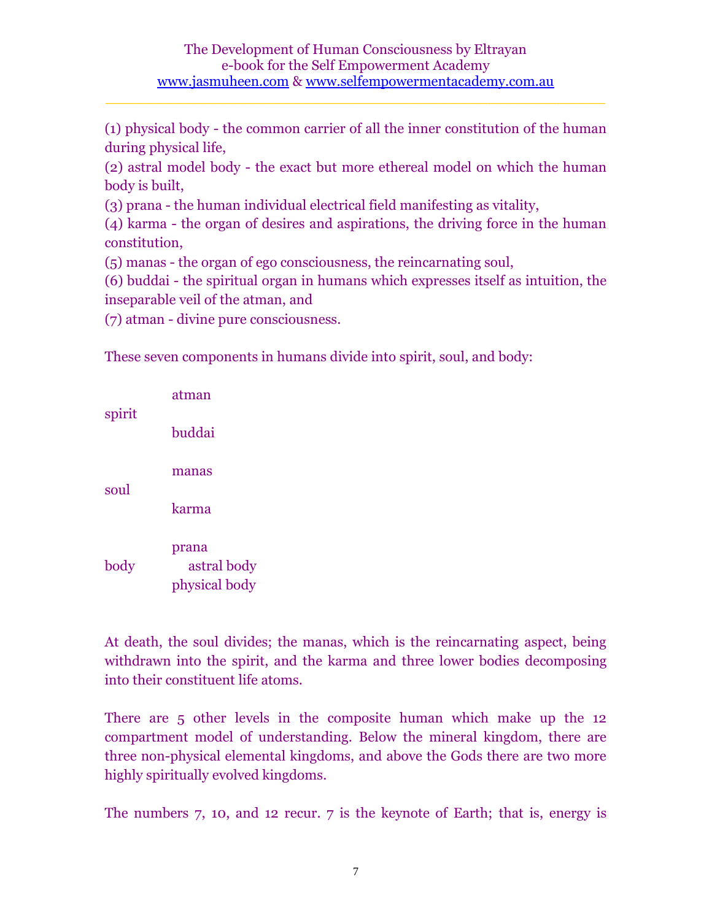(1) physical body - the common carrier of all the inner constitution of the human during physical life,
(2) astral model body - the exact but more ethereal model on which the human body is built,
(3) prana - the human individual electrical field manifesting as vitality,
(4) karma - the organ of desires and aspirations, the driving force in the human constitution,
(5) manas - the organ of ego consciousness, the reincarnating soul,
(6) buddai - the spiritual organ in humans which expresses itself as intuition, the inseparable veil of the atman, and
(7) atman - divine pure consciousness.

These seven components in humans divide into spirit, soul, and body:

| | |
|---|---|
| spirit | atman |
| | buddai |
| soul | manas |
| | karma |
| body | prana |
| | astral body |
| | physical body |

At death, the soul divides; the manas, which is the reincarnating aspect, being withdrawn into the spirit, and the karma and three lower bodies decomposing into their constituent life atoms.

There are 5 other levels in the composite human which make up the 12 compartment model of understanding. Below the mineral kingdom, there are three non-physical elemental kingdoms, and above the Gods there are two more highly spiritually evolved kingdoms.

The numbers 7, 10, and 12 recur. 7 is the keynote of Earth; that is, energy is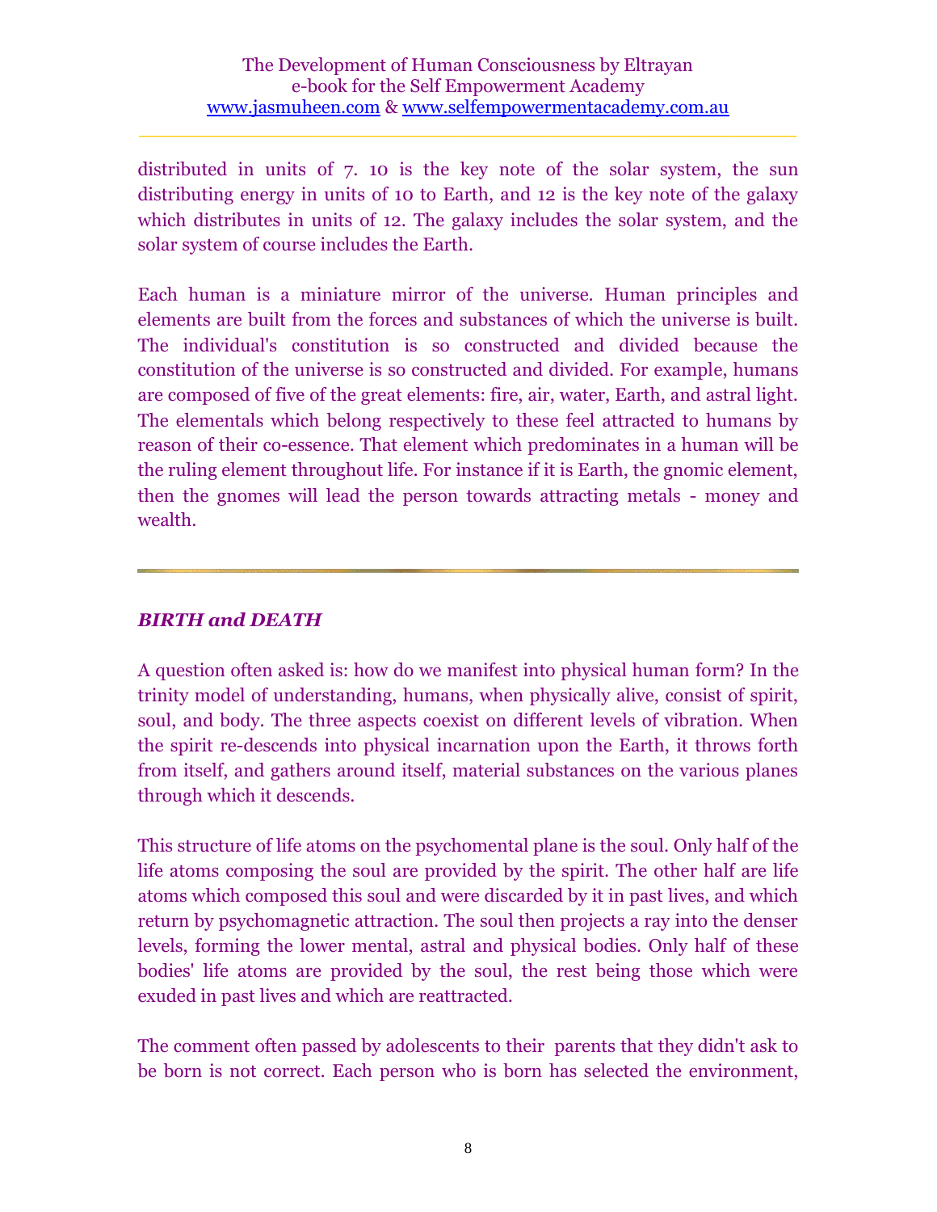distributed in units of 7. 10 is the key note of the solar system, the sun distributing energy in units of 10 to Earth, and 12 is the key note of the galaxy which distributes in units of 12. The galaxy includes the solar system, and the solar system of course includes the Earth.

Each human is a miniature mirror of the universe. Human principles and elements are built from the forces and substances of which the universe is built. The individual's constitution is so constructed and divided because the constitution of the universe is so constructed and divided. For example, humans are composed of five of the great elements: fire, air, water, Earth, and astral light. The elementals which belong respectively to these feel attracted to humans by reason of their co-essence. That element which predominates in a human will be the ruling element throughout life. For instance if it is Earth, the gnomic element, then the gnomes will lead the person towards attracting metals - money and wealth.

---

### *BIRTH and DEATH*

A question often asked is: how do we manifest into physical human form? In the trinity model of understanding, humans, when physically alive, consist of spirit, soul, and body. The three aspects coexist on different levels of vibration. When the spirit re-descends into physical incarnation upon the Earth, it throws forth from itself, and gathers around itself, material substances on the various planes through which it descends.

This structure of life atoms on the psychomental plane is the soul. Only half of the life atoms composing the soul are provided by the spirit. The other half are life atoms which composed this soul and were discarded by it in past lives, and which return by psychomagnetic attraction. The soul then projects a ray into the denser levels, forming the lower mental, astral and physical bodies. Only half of these bodies' life atoms are provided by the soul, the rest being those which were exuded in past lives and which are reattracted.

The comment often passed by adolescents to their parents that they didn't ask to be born is not correct. Each person who is born has selected the environment,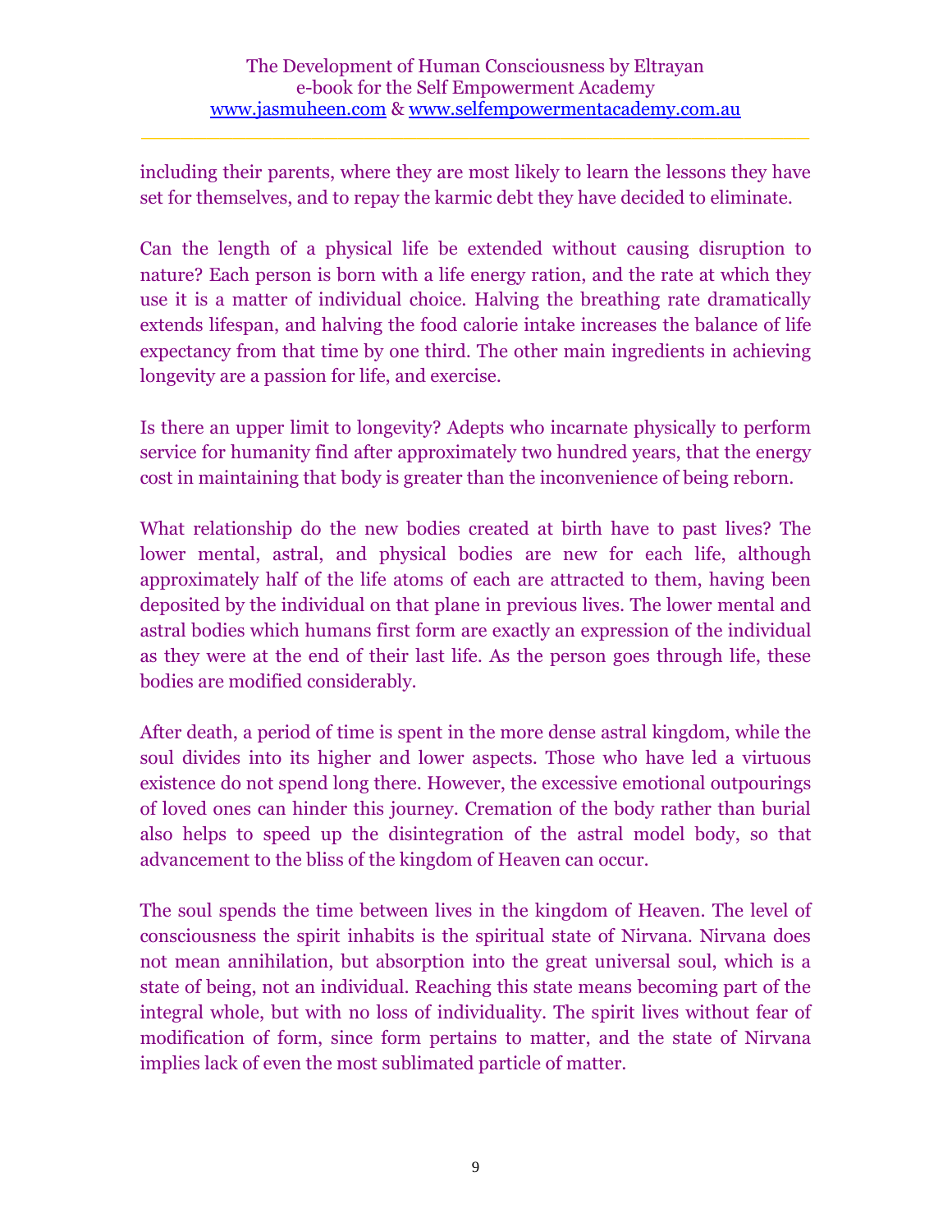including their parents, where they are most likely to learn the lessons they have set for themselves, and to repay the karmic debt they have decided to eliminate.

Can the length of a physical life be extended without causing disruption to nature? Each person is born with a life energy ration, and the rate at which they use it is a matter of individual choice. Halving the breathing rate dramatically extends lifespan, and halving the food calorie intake increases the balance of life expectancy from that time by one third. The other main ingredients in achieving longevity are a passion for life, and exercise.

Is there an upper limit to longevity? Adepts who incarnate physically to perform service for humanity find after approximately two hundred years, that the energy cost in maintaining that body is greater than the inconvenience of being reborn.

What relationship do the new bodies created at birth have to past lives? The lower mental, astral, and physical bodies are new for each life, although approximately half of the life atoms of each are attracted to them, having been deposited by the individual on that plane in previous lives. The lower mental and astral bodies which humans first form are exactly an expression of the individual as they were at the end of their last life. As the person goes through life, these bodies are modified considerably.

After death, a period of time is spent in the more dense astral kingdom, while the soul divides into its higher and lower aspects. Those who have led a virtuous existence do not spend long there. However, the excessive emotional outpourings of loved ones can hinder this journey. Cremation of the body rather than burial also helps to speed up the disintegration of the astral model body, so that advancement to the bliss of the kingdom of Heaven can occur.

The soul spends the time between lives in the kingdom of Heaven. The level of consciousness the spirit inhabits is the spiritual state of Nirvana. Nirvana does not mean annihilation, but absorption into the great universal soul, which is a state of being, not an individual. Reaching this state means becoming part of the integral whole, but with no loss of individuality. The spirit lives without fear of modification of form, since form pertains to matter, and the state of Nirvana implies lack of even the most sublimated particle of matter.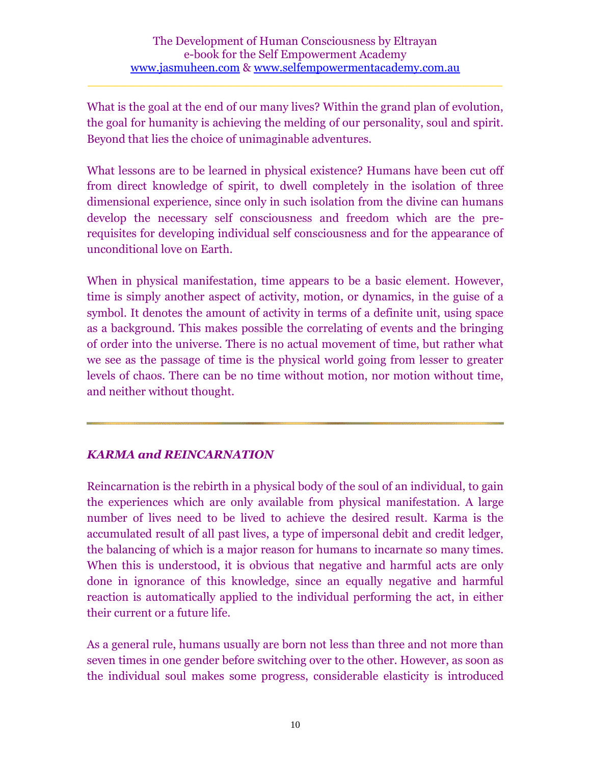What is the goal at the end of our many lives? Within the grand plan of evolution, the goal for humanity is achieving the melding of our personality, soul and spirit. Beyond that lies the choice of unimaginable adventures.

What lessons are to be learned in physical existence? Humans have been cut off from direct knowledge of spirit, to dwell completely in the isolation of three dimensional experience, since only in such isolation from the divine can humans develop the necessary self consciousness and freedom which are the pre-requisites for developing individual self consciousness and for the appearance of unconditional love on Earth.

When in physical manifestation, time appears to be a basic element. However, time is simply another aspect of activity, motion, or dynamics, in the guise of a symbol. It denotes the amount of activity in terms of a definite unit, using space as a background. This makes possible the correlating of events and the bringing of order into the universe. There is no actual movement of time, but rather what we see as the passage of time is the physical world going from lesser to greater levels of chaos. There can be no time without motion, nor motion without time, and neither without thought.

---

## *KARMA and REINCARNATION*

Reincarnation is the rebirth in a physical body of the soul of an individual, to gain the experiences which are only available from physical manifestation. A large number of lives need to be lived to achieve the desired result. Karma is the accumulated result of all past lives, a type of impersonal debit and credit ledger, the balancing of which is a major reason for humans to incarnate so many times. When this is understood, it is obvious that negative and harmful acts are only done in ignorance of this knowledge, since an equally negative and harmful reaction is automatically applied to the individual performing the act, in either their current or a future life.

As a general rule, humans usually are born not less than three and not more than seven times in one gender before switching over to the other. However, as soon as the individual soul makes some progress, considerable elasticity is introduced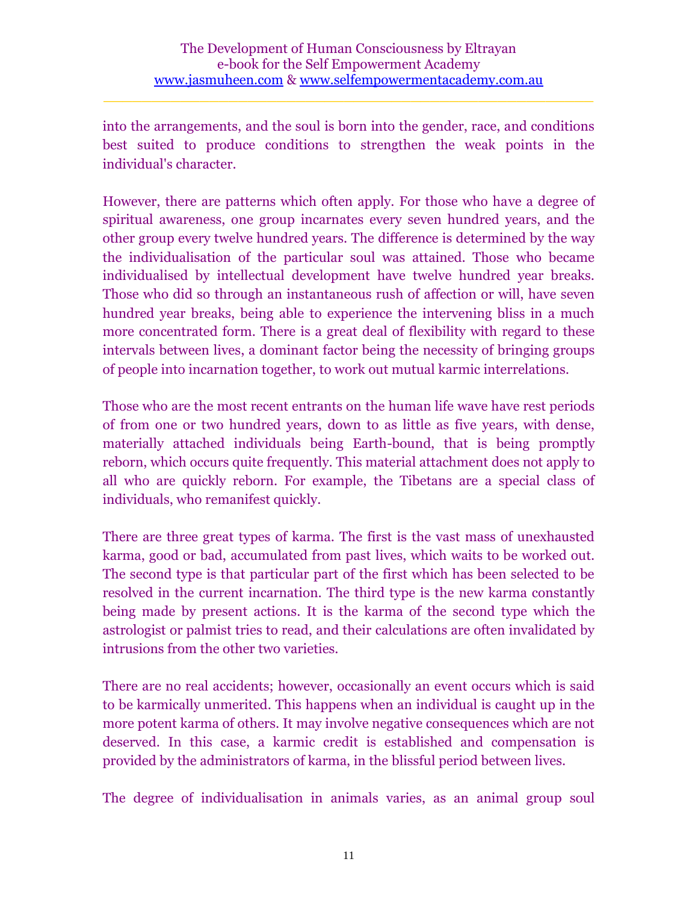into the arrangements, and the soul is born into the gender, race, and conditions best suited to produce conditions to strengthen the weak points in the individual's character.

However, there are patterns which often apply. For those who have a degree of spiritual awareness, one group incarnates every seven hundred years, and the other group every twelve hundred years. The difference is determined by the way the individualisation of the particular soul was attained. Those who became individualised by intellectual development have twelve hundred year breaks. Those who did so through an instantaneous rush of affection or will, have seven hundred year breaks, being able to experience the intervening bliss in a much more concentrated form. There is a great deal of flexibility with regard to these intervals between lives, a dominant factor being the necessity of bringing groups of people into incarnation together, to work out mutual karmic interrelations.

Those who are the most recent entrants on the human life wave have rest periods of from one or two hundred years, down to as little as five years, with dense, materially attached individuals being Earth-bound, that is being promptly reborn, which occurs quite frequently. This material attachment does not apply to all who are quickly reborn. For example, the Tibetans are a special class of individuals, who remanifest quickly.

There are three great types of karma. The first is the vast mass of unexhausted karma, good or bad, accumulated from past lives, which waits to be worked out. The second type is that particular part of the first which has been selected to be resolved in the current incarnation. The third type is the new karma constantly being made by present actions. It is the karma of the second type which the astrologist or palmist tries to read, and their calculations are often invalidated by intrusions from the other two varieties.

There are no real accidents; however, occasionally an event occurs which is said to be karmically unmerited. This happens when an individual is caught up in the more potent karma of others. It may involve negative consequences which are not deserved. In this case, a karmic credit is established and compensation is provided by the administrators of karma, in the blissful period between lives.

The degree of individualisation in animals varies, as an animal group soul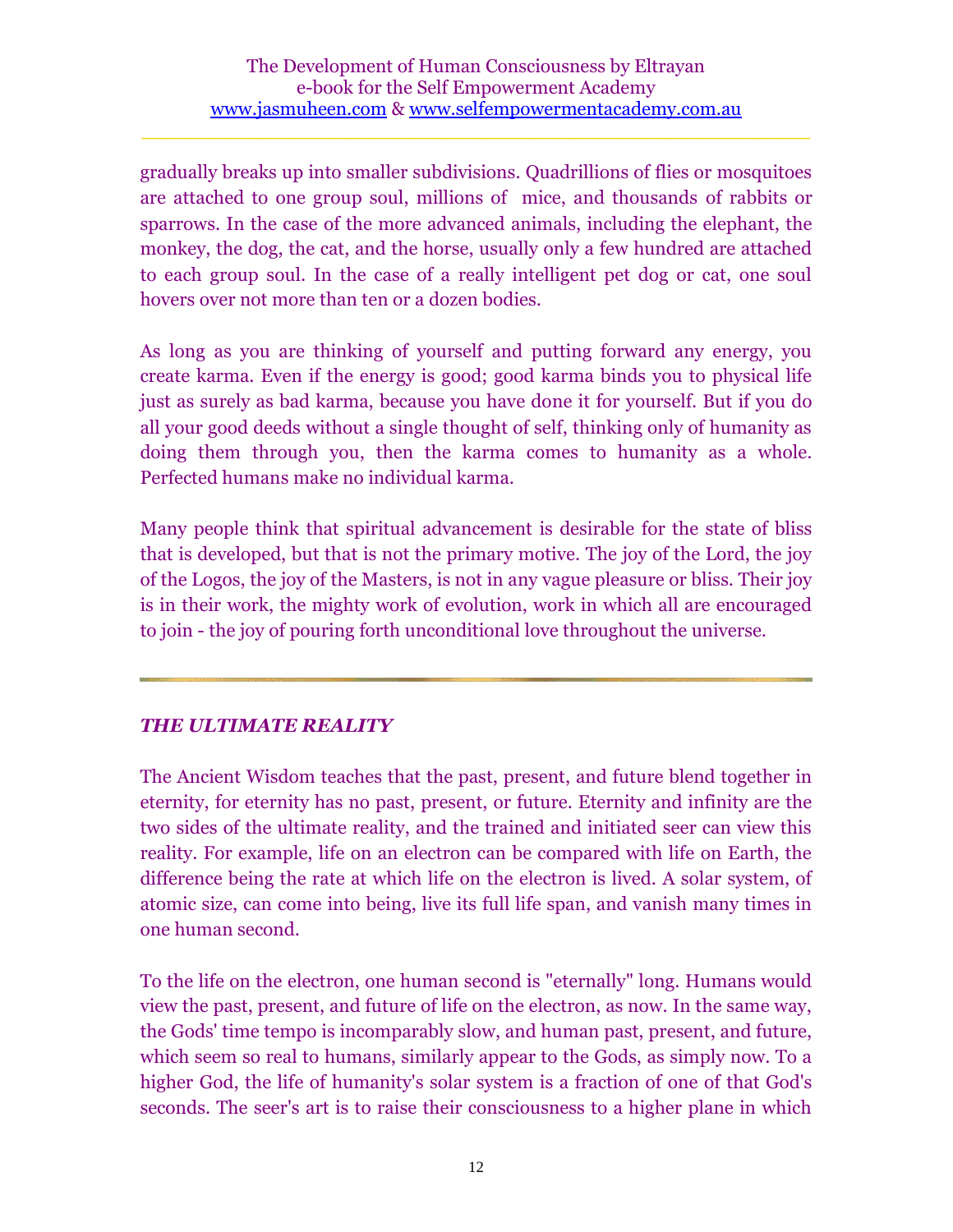gradually breaks up into smaller subdivisions. Quadrillions of flies or mosquitoes are attached to one group soul, millions of mice, and thousands of rabbits or sparrows. In the case of the more advanced animals, including the elephant, the monkey, the dog, the cat, and the horse, usually only a few hundred are attached to each group soul. In the case of a really intelligent pet dog or cat, one soul hovers over not more than ten or a dozen bodies.

As long as you are thinking of yourself and putting forward any energy, you create karma. Even if the energy is good; good karma binds you to physical life just as surely as bad karma, because you have done it for yourself. But if you do all your good deeds without a single thought of self, thinking only of humanity as doing them through you, then the karma comes to humanity as a whole. Perfected humans make no individual karma.

Many people think that spiritual advancement is desirable for the state of bliss that is developed, but that is not the primary motive. The joy of the Lord, the joy of the Logos, the joy of the Masters, is not in any vague pleasure or bliss. Their joy is in their work, the mighty work of evolution, work in which all are encouraged to join - the joy of pouring forth unconditional love throughout the universe.

---

## *THE ULTIMATE REALITY*

The Ancient Wisdom teaches that the past, present, and future blend together in eternity, for eternity has no past, present, or future. Eternity and infinity are the two sides of the ultimate reality, and the trained and initiated seer can view this reality. For example, life on an electron can be compared with life on Earth, the difference being the rate at which life on the electron is lived. A solar system, of atomic size, can come into being, live its full life span, and vanish many times in one human second.

To the life on the electron, one human second is "eternally" long. Humans would view the past, present, and future of life on the electron, as now. In the same way, the Gods' time tempo is incomparably slow, and human past, present, and future, which seem so real to humans, similarly appear to the Gods, as simply now. To a higher God, the life of humanity's solar system is a fraction of one of that God's seconds. The seer's art is to raise their consciousness to a higher plane in which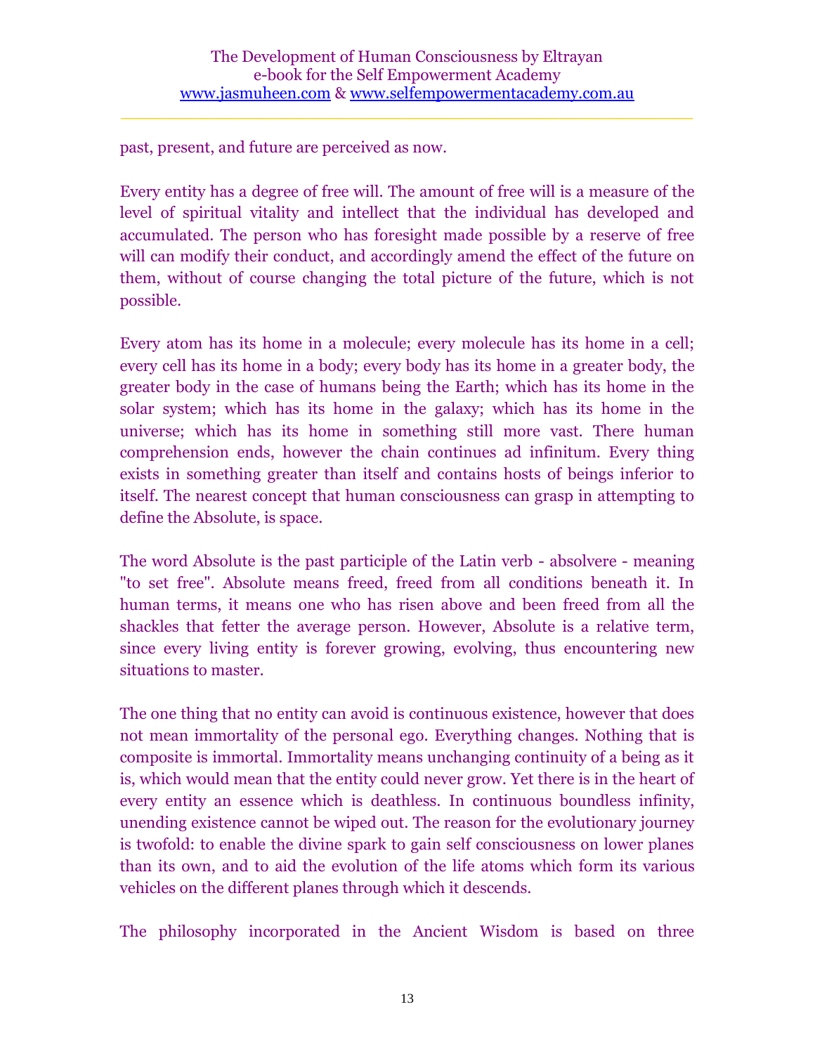past, present, and future are perceived as now.

Every entity has a degree of free will. The amount of free will is a measure of the level of spiritual vitality and intellect that the individual has developed and accumulated. The person who has foresight made possible by a reserve of free will can modify their conduct, and accordingly amend the effect of the future on them, without of course changing the total picture of the future, which is not possible.

Every atom has its home in a molecule; every molecule has its home in a cell; every cell has its home in a body; every body has its home in a greater body, the greater body in the case of humans being the Earth; which has its home in the solar system; which has its home in the galaxy; which has its home in the universe; which has its home in something still more vast. There human comprehension ends, however the chain continues ad infinitum. Every thing exists in something greater than itself and contains hosts of beings inferior to itself. The nearest concept that human consciousness can grasp in attempting to define the Absolute, is space.

The word Absolute is the past participle of the Latin verb - absolvere - meaning "to set free". Absolute means freed, freed from all conditions beneath it. In human terms, it means one who has risen above and been freed from all the shackles that fetter the average person. However, Absolute is a relative term, since every living entity is forever growing, evolving, thus encountering new situations to master.

The one thing that no entity can avoid is continuous existence, however that does not mean immortality of the personal ego. Everything changes. Nothing that is composite is immortal. Immortality means unchanging continuity of a being as it is, which would mean that the entity could never grow. Yet there is in the heart of every entity an essence which is deathless. In continuous boundless infinity, unending existence cannot be wiped out. The reason for the evolutionary journey is twofold: to enable the divine spark to gain self consciousness on lower planes than its own, and to aid the evolution of the life atoms which form its various vehicles on the different planes through which it descends.

The philosophy incorporated in the Ancient Wisdom is based on three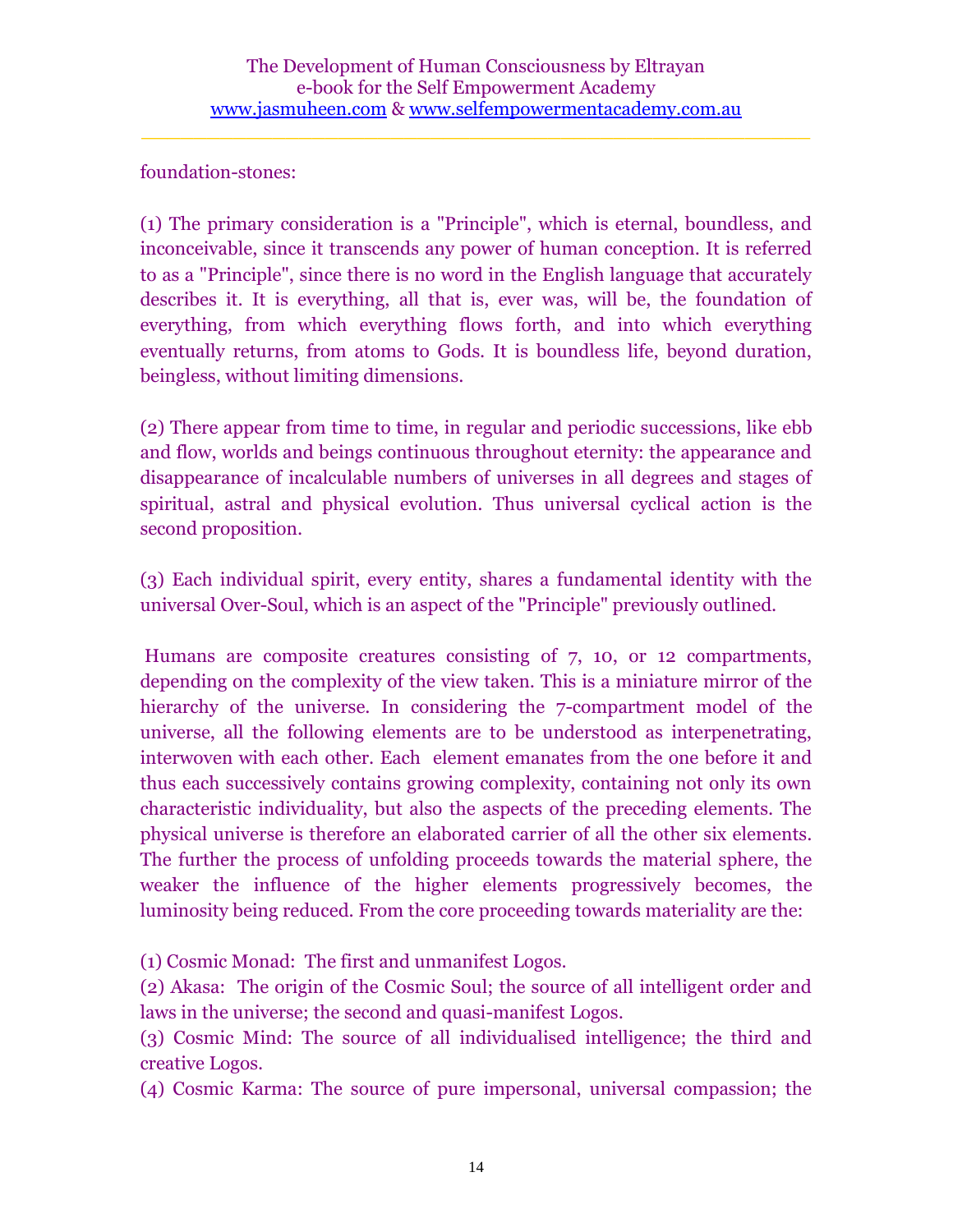foundation-stones:

(1) The primary consideration is a "Principle", which is eternal, boundless, and inconceivable, since it transcends any power of human conception. It is referred to as a "Principle", since there is no word in the English language that accurately describes it. It is everything, all that is, ever was, will be, the foundation of everything, from which everything flows forth, and into which everything eventually returns, from atoms to Gods. It is boundless life, beyond duration, beingless, without limiting dimensions.

(2) There appear from time to time, in regular and periodic successions, like ebb and flow, worlds and beings continuous throughout eternity: the appearance and disappearance of incalculable numbers of universes in all degrees and stages of spiritual, astral and physical evolution. Thus universal cyclical action is the second proposition.

(3) Each individual spirit, every entity, shares a fundamental identity with the universal Over-Soul, which is an aspect of the "Principle" previously outlined.

Humans are composite creatures consisting of 7, 10, or 12 compartments, depending on the complexity of the view taken. This is a miniature mirror of the hierarchy of the universe. In considering the 7-compartment model of the universe, all the following elements are to be understood as interpenetrating, interwoven with each other. Each element emanates from the one before it and thus each successively contains growing complexity, containing not only its own characteristic individuality, but also the aspects of the preceding elements. The physical universe is therefore an elaborated carrier of all the other six elements. The further the process of unfolding proceeds towards the material sphere, the weaker the influence of the higher elements progressively becomes, the luminosity being reduced. From the core proceeding towards materiality are the:

(1) Cosmic Monad: The first and unmanifest Logos.
(2) Akasa: The origin of the Cosmic Soul; the source of all intelligent order and laws in the universe; the second and quasi-manifest Logos.
(3) Cosmic Mind: The source of all individualised intelligence; the third and creative Logos.
(4) Cosmic Karma: The source of pure impersonal, universal compassion; the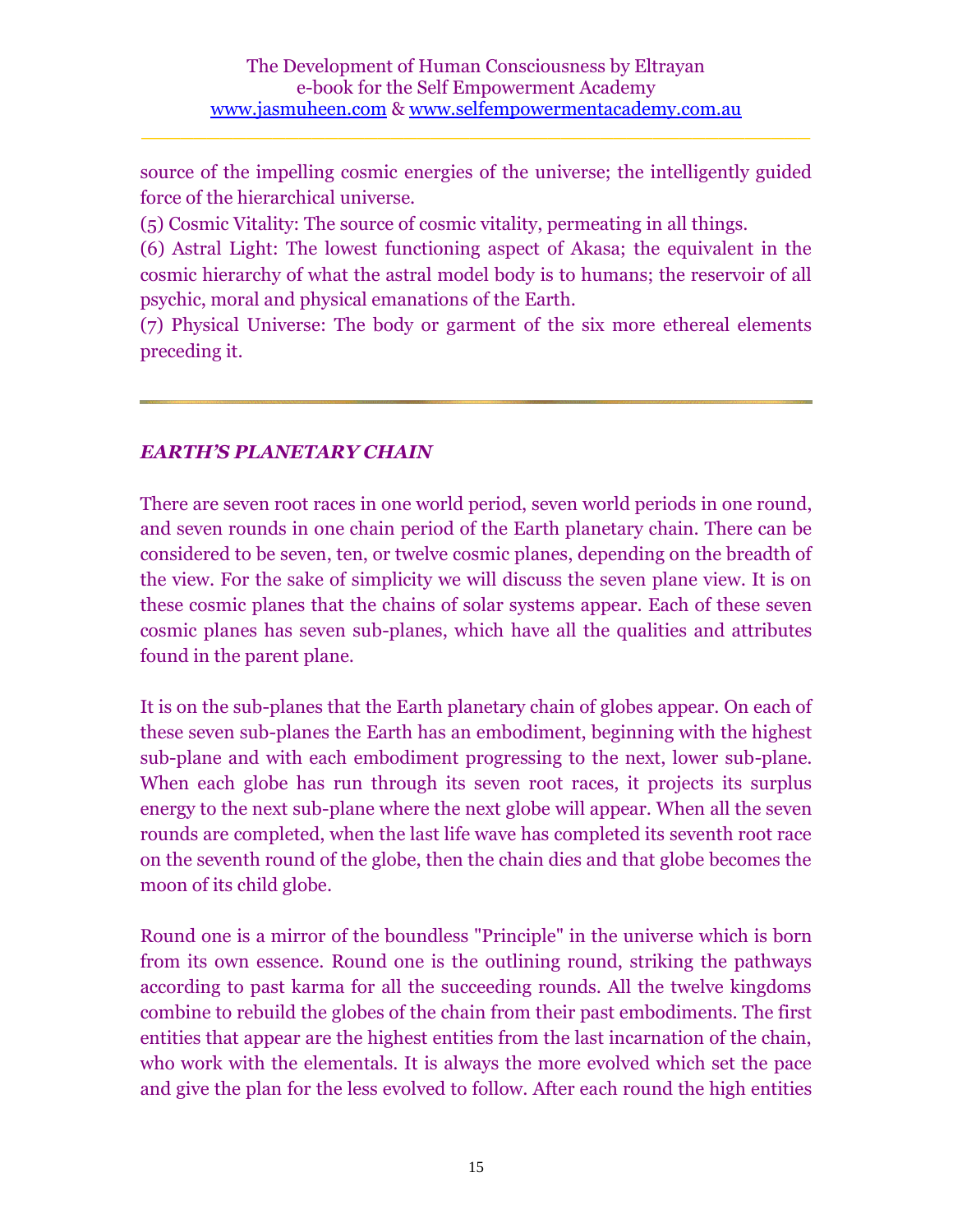source of the impelling cosmic energies of the universe; the intelligently guided force of the hierarchical universe.

(5) Cosmic Vitality: The source of cosmic vitality, permeating in all things.

(6) Astral Light: The lowest functioning aspect of Akasa; the equivalent in the cosmic hierarchy of what the astral model body is to humans; the reservoir of all psychic, moral and physical emanations of the Earth.

(7) Physical Universe: The body or garment of the six more ethereal elements preceding it.

---

## *EARTH'S PLANETARY CHAIN*

There are seven root races in one world period, seven world periods in one round, and seven rounds in one chain period of the Earth planetary chain. There can be considered to be seven, ten, or twelve cosmic planes, depending on the breadth of the view. For the sake of simplicity we will discuss the seven plane view. It is on these cosmic planes that the chains of solar systems appear. Each of these seven cosmic planes has seven sub-planes, which have all the qualities and attributes found in the parent plane.

It is on the sub-planes that the Earth planetary chain of globes appear. On each of these seven sub-planes the Earth has an embodiment, beginning with the highest sub-plane and with each embodiment progressing to the next, lower sub-plane. When each globe has run through its seven root races, it projects its surplus energy to the next sub-plane where the next globe will appear. When all the seven rounds are completed, when the last life wave has completed its seventh root race on the seventh round of the globe, then the chain dies and that globe becomes the moon of its child globe.

Round one is a mirror of the boundless "Principle" in the universe which is born from its own essence. Round one is the outlining round, striking the pathways according to past karma for all the succeeding rounds. All the twelve kingdoms combine to rebuild the globes of the chain from their past embodiments. The first entities that appear are the highest entities from the last incarnation of the chain, who work with the elementals. It is always the more evolved which set the pace and give the plan for the less evolved to follow. After each round the high entities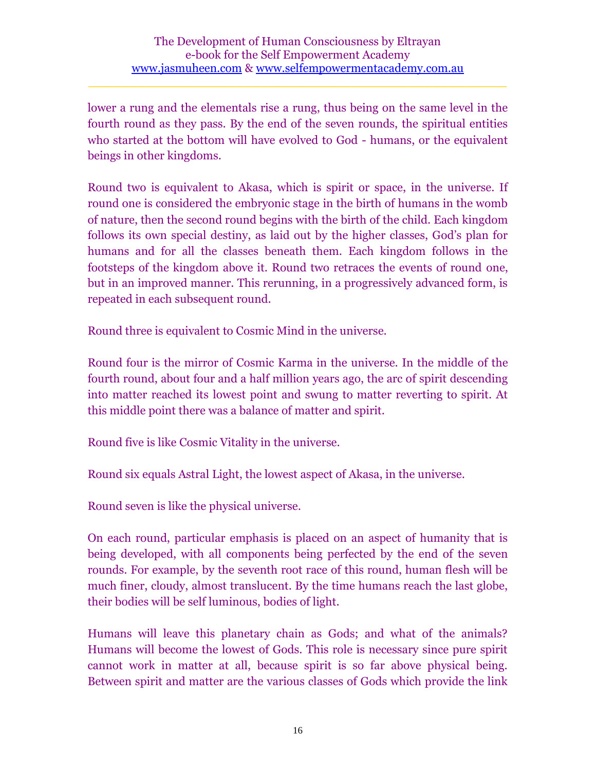lower a rung and the elementals rise a rung, thus being on the same level in the fourth round as they pass. By the end of the seven rounds, the spiritual entities who started at the bottom will have evolved to God - humans, or the equivalent beings in other kingdoms.

Round two is equivalent to Akasa, which is spirit or space, in the universe. If round one is considered the embryonic stage in the birth of humans in the womb of nature, then the second round begins with the birth of the child. Each kingdom follows its own special destiny, as laid out by the higher classes, God's plan for humans and for all the classes beneath them. Each kingdom follows in the footsteps of the kingdom above it. Round two retraces the events of round one, but in an improved manner. This rerunning, in a progressively advanced form, is repeated in each subsequent round.

Round three is equivalent to Cosmic Mind in the universe.

Round four is the mirror of Cosmic Karma in the universe. In the middle of the fourth round, about four and a half million years ago, the arc of spirit descending into matter reached its lowest point and swung to matter reverting to spirit. At this middle point there was a balance of matter and spirit.

Round five is like Cosmic Vitality in the universe.

Round six equals Astral Light, the lowest aspect of Akasa, in the universe.

Round seven is like the physical universe.

On each round, particular emphasis is placed on an aspect of humanity that is being developed, with all components being perfected by the end of the seven rounds. For example, by the seventh root race of this round, human flesh will be much finer, cloudy, almost translucent. By the time humans reach the last globe, their bodies will be self luminous, bodies of light.

Humans will leave this planetary chain as Gods; and what of the animals? Humans will become the lowest of Gods. This role is necessary since pure spirit cannot work in matter at all, because spirit is so far above physical being. Between spirit and matter are the various classes of Gods which provide the link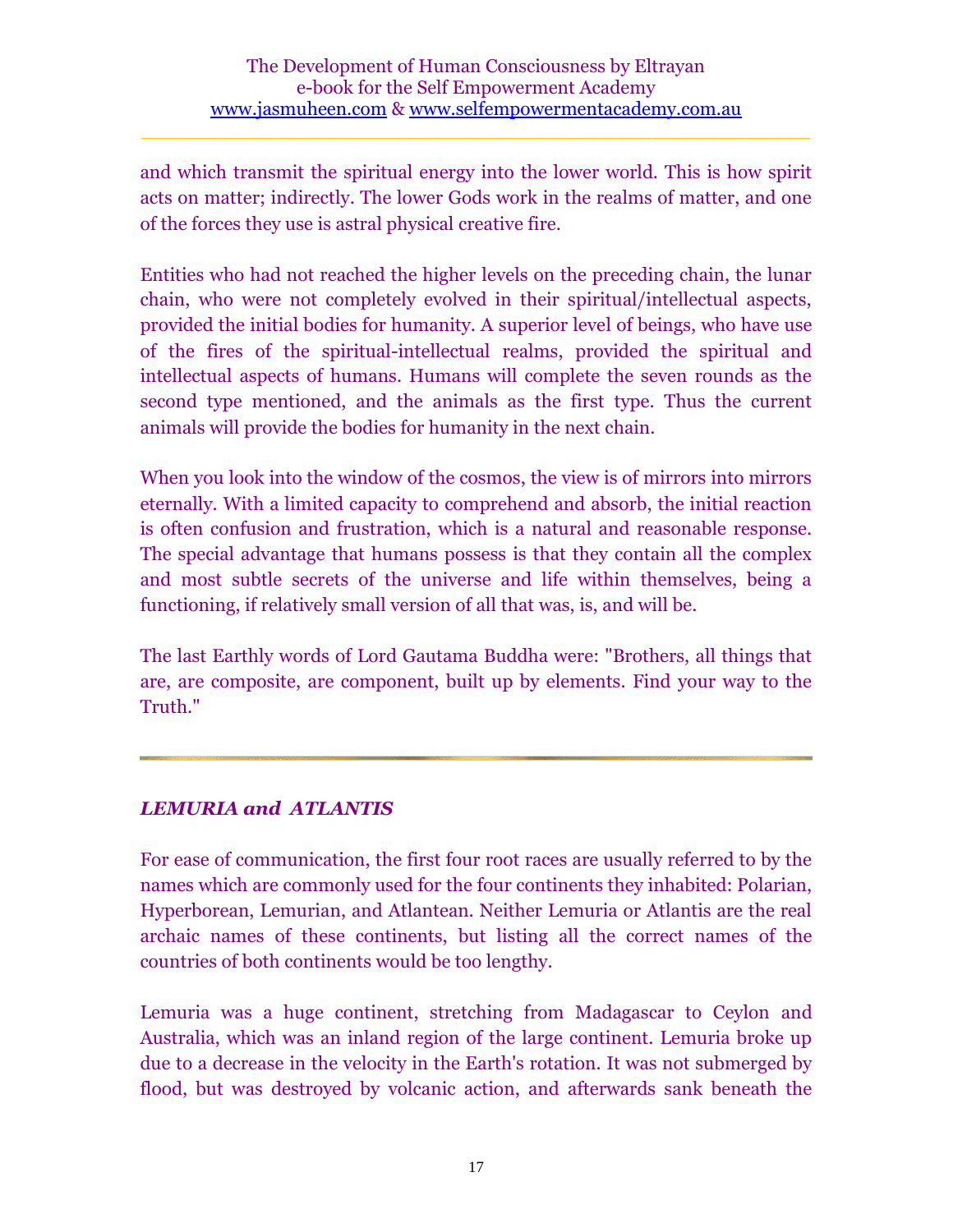and which transmit the spiritual energy into the lower world. This is how spirit acts on matter; indirectly. The lower Gods work in the realms of matter, and one of the forces they use is astral physical creative fire.

Entities who had not reached the higher levels on the preceding chain, the lunar chain, who were not completely evolved in their spiritual/intellectual aspects, provided the initial bodies for humanity. A superior level of beings, who have use of the fires of the spiritual-intellectual realms, provided the spiritual and intellectual aspects of humans. Humans will complete the seven rounds as the second type mentioned, and the animals as the first type. Thus the current animals will provide the bodies for humanity in the next chain.

When you look into the window of the cosmos, the view is of mirrors into mirrors eternally. With a limited capacity to comprehend and absorb, the initial reaction is often confusion and frustration, which is a natural and reasonable response. The special advantage that humans possess is that they contain all the complex and most subtle secrets of the universe and life within themselves, being a functioning, if relatively small version of all that was, is, and will be.

The last Earthly words of Lord Gautama Buddha were: "Brothers, all things that are, are composite, are component, built up by elements. Find your way to the Truth."

---

### *LEMURIA and ATLANTIS*

For ease of communication, the first four root races are usually referred to by the names which are commonly used for the four continents they inhabited: Polarian, Hyperborean, Lemurian, and Atlantean. Neither Lemuria or Atlantis are the real archaic names of these continents, but listing all the correct names of the countries of both continents would be too lengthy.

Lemuria was a huge continent, stretching from Madagascar to Ceylon and Australia, which was an inland region of the large continent. Lemuria broke up due to a decrease in the velocity in the Earth's rotation. It was not submerged by flood, but was destroyed by volcanic action, and afterwards sank beneath the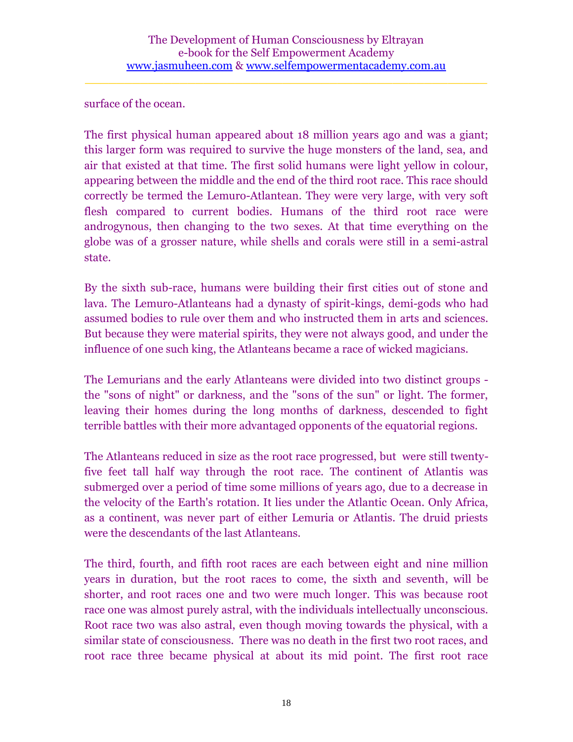surface of the ocean.

The first physical human appeared about 18 million years ago and was a giant; this larger form was required to survive the huge monsters of the land, sea, and air that existed at that time. The first solid humans were light yellow in colour, appearing between the middle and the end of the third root race. This race should correctly be termed the Lemuro-Atlantean. They were very large, with very soft flesh compared to current bodies. Humans of the third root race were androgynous, then changing to the two sexes. At that time everything on the globe was of a grosser nature, while shells and corals were still in a semi-astral state.

By the sixth sub-race, humans were building their first cities out of stone and lava. The Lemuro-Atlanteans had a dynasty of spirit-kings, demi-gods who had assumed bodies to rule over them and who instructed them in arts and sciences. But because they were material spirits, they were not always good, and under the influence of one such king, the Atlanteans became a race of wicked magicians.

The Lemurians and the early Atlanteans were divided into two distinct groups - the "sons of night" or darkness, and the "sons of the sun" or light. The former, leaving their homes during the long months of darkness, descended to fight terrible battles with their more advantaged opponents of the equatorial regions.

The Atlanteans reduced in size as the root race progressed, but were still twenty-five feet tall half way through the root race. The continent of Atlantis was submerged over a period of time some millions of years ago, due to a decrease in the velocity of the Earth's rotation. It lies under the Atlantic Ocean. Only Africa, as a continent, was never part of either Lemuria or Atlantis. The druid priests were the descendants of the last Atlanteans.

The third, fourth, and fifth root races are each between eight and nine million years in duration, but the root races to come, the sixth and seventh, will be shorter, and root races one and two were much longer. This was because root race one was almost purely astral, with the individuals intellectually unconscious. Root race two was also astral, even though moving towards the physical, with a similar state of consciousness. There was no death in the first two root races, and root race three became physical at about its mid point. The first root race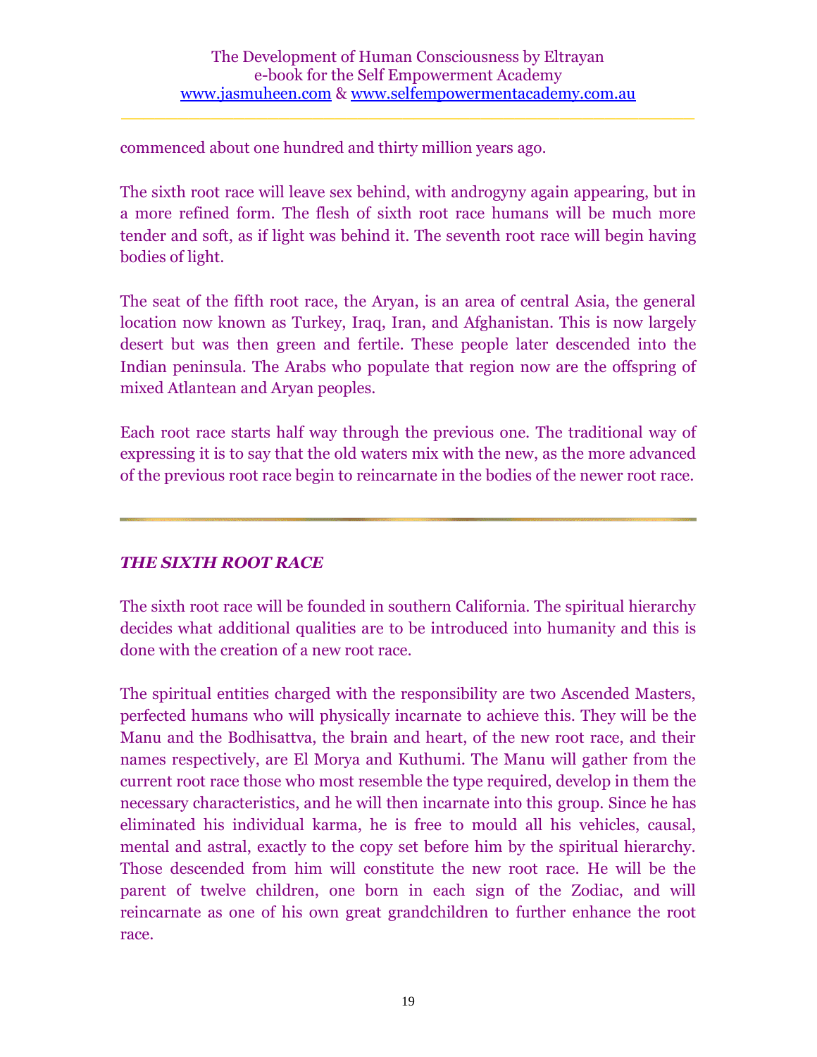commenced about one hundred and thirty million years ago.

The sixth root race will leave sex behind, with androgyny again appearing, but in a more refined form. The flesh of sixth root race humans will be much more tender and soft, as if light was behind it. The seventh root race will begin having bodies of light.

The seat of the fifth root race, the Aryan, is an area of central Asia, the general location now known as Turkey, Iraq, Iran, and Afghanistan. This is now largely desert but was then green and fertile. These people later descended into the Indian peninsula. The Arabs who populate that region now are the offspring of mixed Atlantean and Aryan peoples.

Each root race starts half way through the previous one. The traditional way of expressing it is to say that the old waters mix with the new, as the more advanced of the previous root race begin to reincarnate in the bodies of the newer root race.

---

### *THE SIXTH ROOT RACE*

The sixth root race will be founded in southern California. The spiritual hierarchy decides what additional qualities are to be introduced into humanity and this is done with the creation of a new root race.

The spiritual entities charged with the responsibility are two Ascended Masters, perfected humans who will physically incarnate to achieve this. They will be the Manu and the Bodhisattva, the brain and heart, of the new root race, and their names respectively, are El Morya and Kuthumi. The Manu will gather from the current root race those who most resemble the type required, develop in them the necessary characteristics, and he will then incarnate into this group. Since he has eliminated his individual karma, he is free to mould all his vehicles, causal, mental and astral, exactly to the copy set before him by the spiritual hierarchy. Those descended from him will constitute the new root race. He will be the parent of twelve children, one born in each sign of the Zodiac, and will reincarnate as one of his own great grandchildren to further enhance the root race.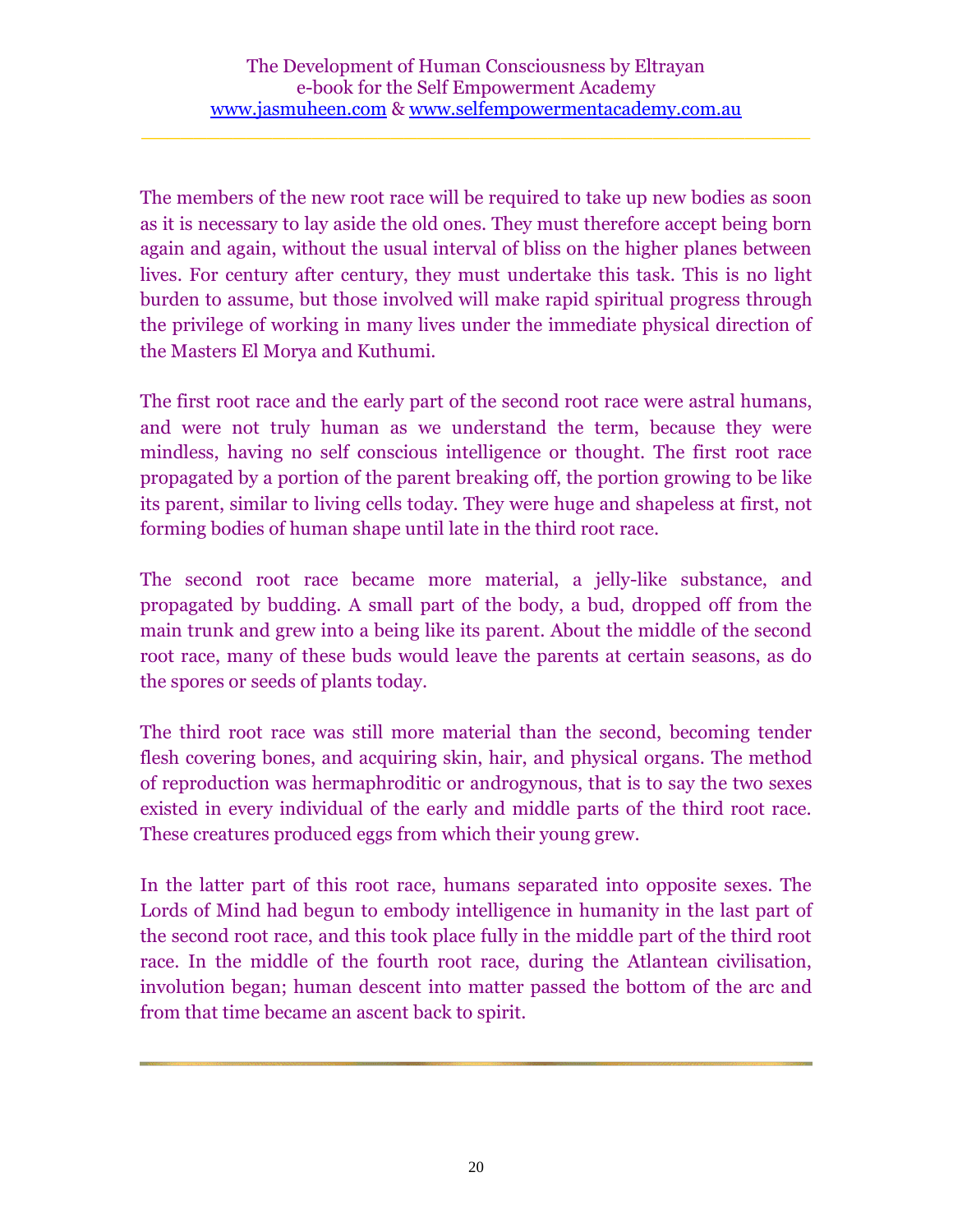The members of the new root race will be required to take up new bodies as soon as it is necessary to lay aside the old ones. They must therefore accept being born again and again, without the usual interval of bliss on the higher planes between lives. For century after century, they must undertake this task. This is no light burden to assume, but those involved will make rapid spiritual progress through the privilege of working in many lives under the immediate physical direction of the Masters El Morya and Kuthumi.

The first root race and the early part of the second root race were astral humans, and were not truly human as we understand the term, because they were mindless, having no self conscious intelligence or thought. The first root race propagated by a portion of the parent breaking off, the portion growing to be like its parent, similar to living cells today. They were huge and shapeless at first, not forming bodies of human shape until late in the third root race.

The second root race became more material, a jelly-like substance, and propagated by budding. A small part of the body, a bud, dropped off from the main trunk and grew into a being like its parent. About the middle of the second root race, many of these buds would leave the parents at certain seasons, as do the spores or seeds of plants today.

The third root race was still more material than the second, becoming tender flesh covering bones, and acquiring skin, hair, and physical organs. The method of reproduction was hermaphroditic or androgynous, that is to say the two sexes existed in every individual of the early and middle parts of the third root race. These creatures produced eggs from which their young grew.

In the latter part of this root race, humans separated into opposite sexes. The Lords of Mind had begun to embody intelligence in humanity in the last part of the second root race, and this took place fully in the middle part of the third root race. In the middle of the fourth root race, during the Atlantean civilisation, involution began; human descent into matter passed the bottom of the arc and from that time became an ascent back to spirit.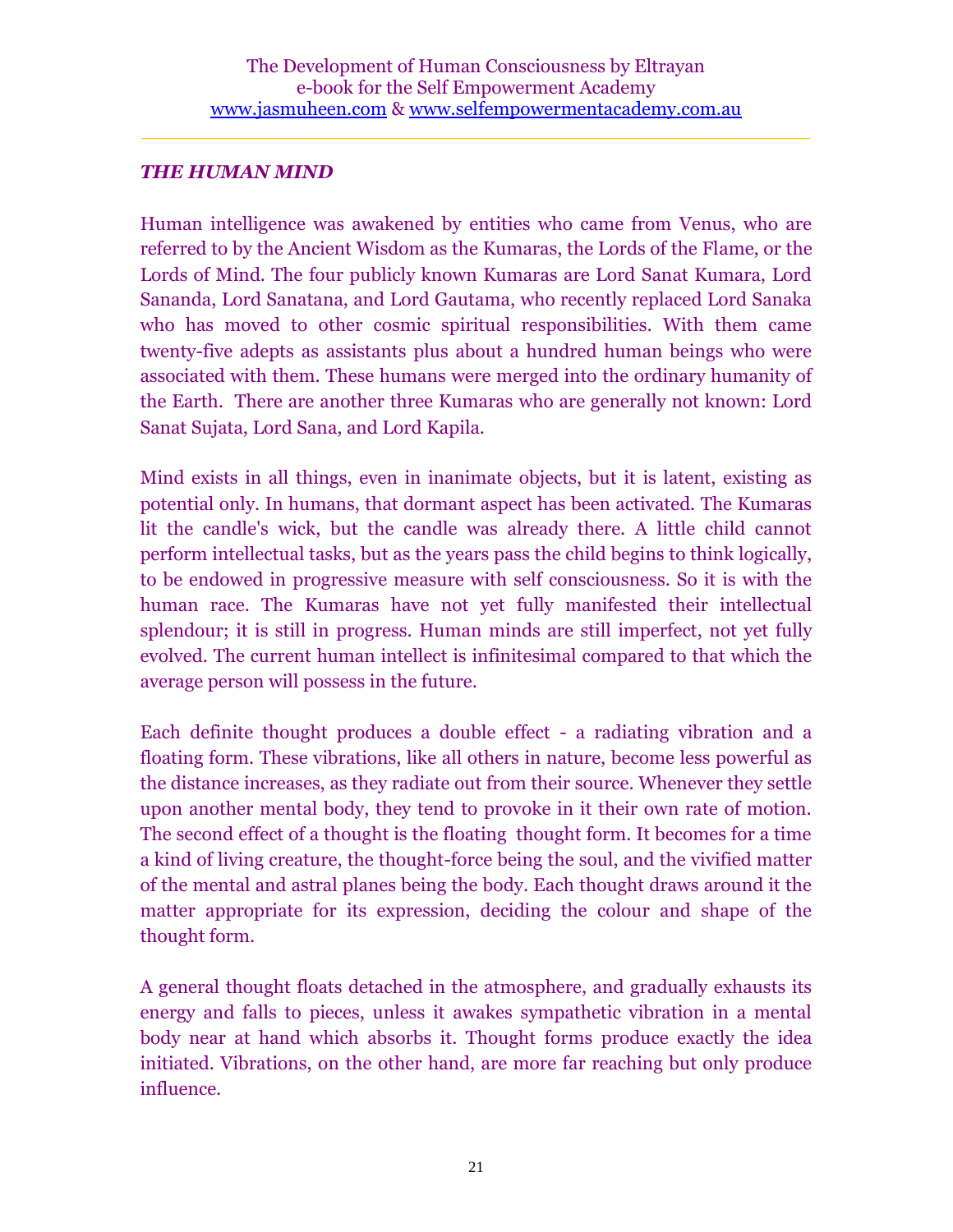***THE HUMAN MIND***

Human intelligence was awakened by entities who came from Venus, who are referred to by the Ancient Wisdom as the Kumaras, the Lords of the Flame, or the Lords of Mind. The four publicly known Kumaras are Lord Sanat Kumara, Lord Sananda, Lord Sanatana, and Lord Gautama, who recently replaced Lord Sanaka who has moved to other cosmic spiritual responsibilities. With them came twenty-five adepts as assistants plus about a hundred human beings who were associated with them. These humans were merged into the ordinary humanity of the Earth. There are another three Kumaras who are generally not known: Lord Sanat Sujata, Lord Sana, and Lord Kapila.

Mind exists in all things, even in inanimate objects, but it is latent, existing as potential only. In humans, that dormant aspect has been activated. The Kumaras lit the candle's wick, but the candle was already there. A little child cannot perform intellectual tasks, but as the years pass the child begins to think logically, to be endowed in progressive measure with self consciousness. So it is with the human race. The Kumaras have not yet fully manifested their intellectual splendour; it is still in progress. Human minds are still imperfect, not yet fully evolved. The current human intellect is infinitesimal compared to that which the average person will possess in the future.

Each definite thought produces a double effect - a radiating vibration and a floating form. These vibrations, like all others in nature, become less powerful as the distance increases, as they radiate out from their source. Whenever they settle upon another mental body, they tend to provoke in it their own rate of motion. The second effect of a thought is the floating thought form. It becomes for a time a kind of living creature, the thought-force being the soul, and the vivified matter of the mental and astral planes being the body. Each thought draws around it the matter appropriate for its expression, deciding the colour and shape of the thought form.

A general thought floats detached in the atmosphere, and gradually exhausts its energy and falls to pieces, unless it awakes sympathetic vibration in a mental body near at hand which absorbs it. Thought forms produce exactly the idea initiated. Vibrations, on the other hand, are more far reaching but only produce influence.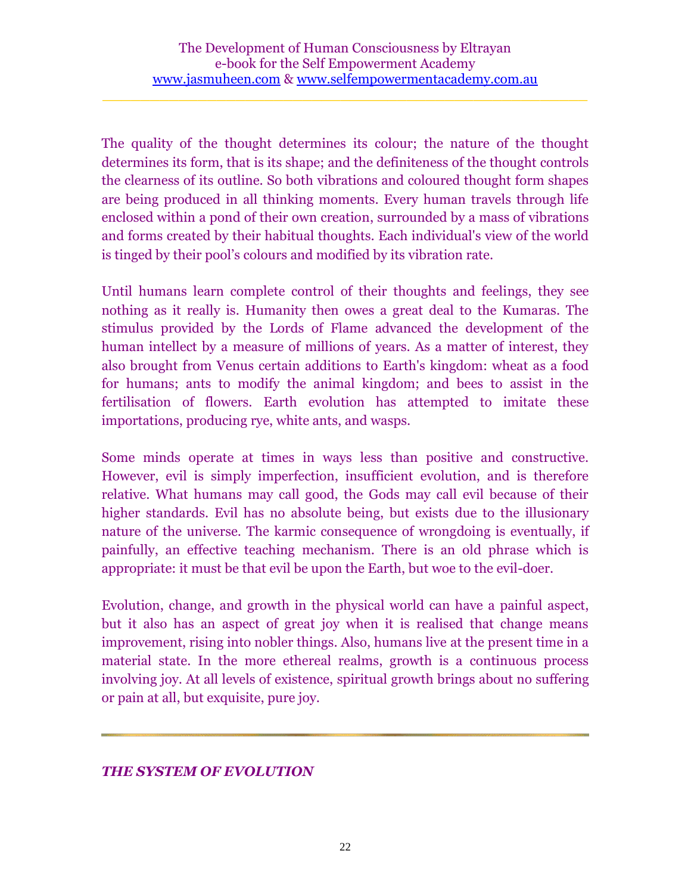The quality of the thought determines its colour; the nature of the thought determines its form, that is its shape; and the definiteness of the thought controls the clearness of its outline. So both vibrations and coloured thought form shapes are being produced in all thinking moments. Every human travels through life enclosed within a pond of their own creation, surrounded by a mass of vibrations and forms created by their habitual thoughts. Each individual's view of the world is tinged by their pool's colours and modified by its vibration rate.

Until humans learn complete control of their thoughts and feelings, they see nothing as it really is. Humanity then owes a great deal to the Kumaras. The stimulus provided by the Lords of Flame advanced the development of the human intellect by a measure of millions of years. As a matter of interest, they also brought from Venus certain additions to Earth's kingdom: wheat as a food for humans; ants to modify the animal kingdom; and bees to assist in the fertilisation of flowers. Earth evolution has attempted to imitate these importations, producing rye, white ants, and wasps.

Some minds operate at times in ways less than positive and constructive. However, evil is simply imperfection, insufficient evolution, and is therefore relative. What humans may call good, the Gods may call evil because of their higher standards. Evil has no absolute being, but exists due to the illusionary nature of the universe. The karmic consequence of wrongdoing is eventually, if painfully, an effective teaching mechanism. There is an old phrase which is appropriate: it must be that evil be upon the Earth, but woe to the evil-doer.

Evolution, change, and growth in the physical world can have a painful aspect, but it also has an aspect of great joy when it is realised that change means improvement, rising into nobler things. Also, humans live at the present time in a material state. In the more ethereal realms, growth is a continuous process involving joy. At all levels of existence, spiritual growth brings about no suffering or pain at all, but exquisite, pure joy.

---

## *THE SYSTEM OF EVOLUTION*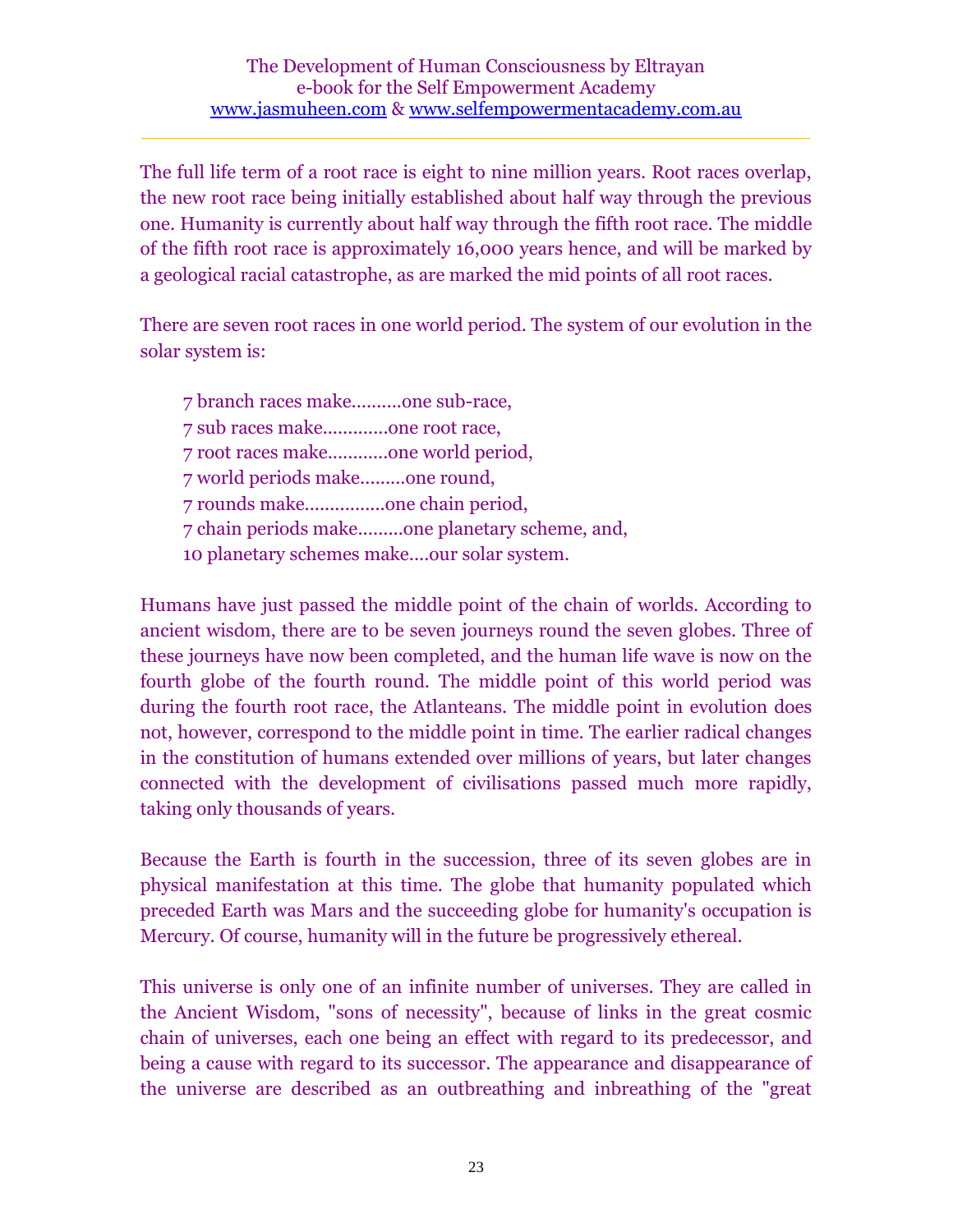The full life term of a root race is eight to nine million years. Root races overlap, the new root race being initially established about half way through the previous one. Humanity is currently about half way through the fifth root race. The middle of the fifth root race is approximately 16,000 years hence, and will be marked by a geological racial catastrophe, as are marked the mid points of all root races.

There are seven root races in one world period. The system of our evolution in the solar system is:

> 7 branch races make..........one sub-race,
> 7 sub races make.............one root race,
> 7 root races make............one world period,
> 7 world periods make.........one round,
> 7 rounds make................one chain period,
> 7 chain periods make.........one planetary scheme, and,
> 10 planetary schemes make....our solar system.

Humans have just passed the middle point of the chain of worlds. According to ancient wisdom, there are to be seven journeys round the seven globes. Three of these journeys have now been completed, and the human life wave is now on the fourth globe of the fourth round. The middle point of this world period was during the fourth root race, the Atlanteans. The middle point in evolution does not, however, correspond to the middle point in time. The earlier radical changes in the constitution of humans extended over millions of years, but later changes connected with the development of civilisations passed much more rapidly, taking only thousands of years.

Because the Earth is fourth in the succession, three of its seven globes are in physical manifestation at this time. The globe that humanity populated which preceded Earth was Mars and the succeeding globe for humanity's occupation is Mercury. Of course, humanity will in the future be progressively ethereal.

This universe is only one of an infinite number of universes. They are called in the Ancient Wisdom, "sons of necessity", because of links in the great cosmic chain of universes, each one being an effect with regard to its predecessor, and being a cause with regard to its successor. The appearance and disappearance of the universe are described as an outbreathing and inbreathing of the "great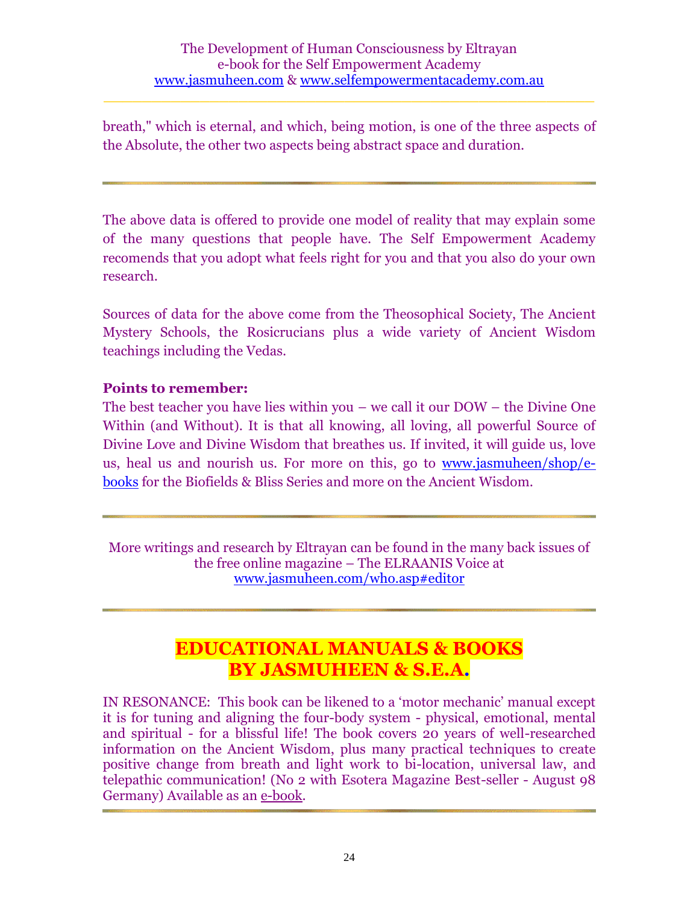breath," which is eternal, and which, being motion, is one of the three aspects of the Absolute, the other two aspects being abstract space and duration.

---

The above data is offered to provide one model of reality that may explain some of the many questions that people have. The Self Empowerment Academy recomends that you adopt what feels right for you and that you also do your own research.

Sources of data for the above come from the Theosophical Society, The Ancient Mystery Schools, the Rosicrucians plus a wide variety of Ancient Wisdom teachings including the Vedas.

**Points to remember:**
The best teacher you have lies within you – we call it our DOW – the Divine One Within (and Without). It is that all knowing, all loving, all powerful Source of Divine Love and Divine Wisdom that breathes us. If invited, it will guide us, love us, heal us and nourish us. For more on this, go to www.jasmuheen/shop/e-books for the Biofields & Bliss Series and more on the Ancient Wisdom.

---

More writings and research by Eltrayan can be found in the many back issues of the free online magazine – The ELRAANIS Voice at www.jasmuheen.com/who.asp#editor

---

## EDUCATIONAL MANUALS & BOOKS BY JASMUHEEN & S.E.A.

IN RESONANCE: This book can be likened to a 'motor mechanic' manual except it is for tuning and aligning the four-body system - physical, emotional, mental and spiritual - for a blissful life! The book covers 20 years of well-researched information on the Ancient Wisdom, plus many practical techniques to create positive change from breath and light work to bi-location, universal law, and telepathic communication! (No 2 with Esotera Magazine Best-seller - August 98 Germany) Available as an e-book.

---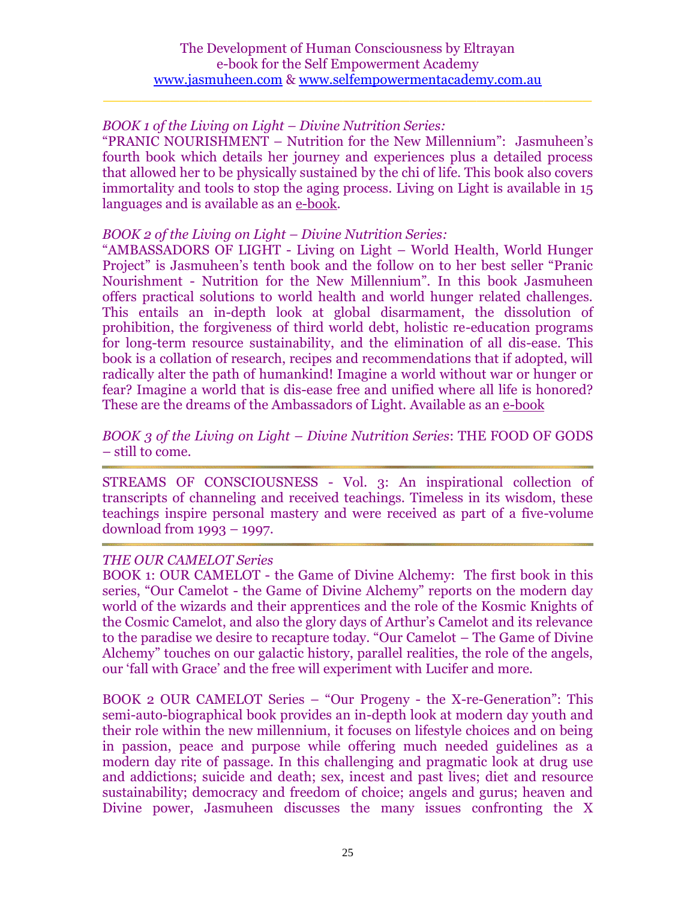*BOOK 1 of the Living on Light – Divine Nutrition Series:*
"PRANIC NOURISHMENT – Nutrition for the New Millennium": Jasmuheen's fourth book which details her journey and experiences plus a detailed process that allowed her to be physically sustained by the chi of life. This book also covers immortality and tools to stop the aging process. Living on Light is available in 15 languages and is available as an e-book.

*BOOK 2 of the Living on Light – Divine Nutrition Series:*
"AMBASSADORS OF LIGHT - Living on Light – World Health, World Hunger Project" is Jasmuheen's tenth book and the follow on to her best seller "Pranic Nourishment - Nutrition for the New Millennium". In this book Jasmuheen offers practical solutions to world health and world hunger related challenges. This entails an in-depth look at global disarmament, the dissolution of prohibition, the forgiveness of third world debt, holistic re-education programs for long-term resource sustainability, and the elimination of all dis-ease. This book is a collation of research, recipes and recommendations that if adopted, will radically alter the path of humankind! Imagine a world without war or hunger or fear? Imagine a world that is dis-ease free and unified where all life is honored? These are the dreams of the Ambassadors of Light. Available as an e-book

*BOOK 3 of the Living on Light – Divine Nutrition Series*: THE FOOD OF GODS – still to come.

---

STREAMS OF CONSCIOUSNESS - Vol. 3: An inspirational collection of transcripts of channeling and received teachings. Timeless in its wisdom, these teachings inspire personal mastery and were received as part of a five-volume download from 1993 – 1997.

---

*THE OUR CAMELOT Series*
BOOK 1: OUR CAMELOT - the Game of Divine Alchemy: The first book in this series, "Our Camelot - the Game of Divine Alchemy" reports on the modern day world of the wizards and their apprentices and the role of the Kosmic Knights of the Cosmic Camelot, and also the glory days of Arthur's Camelot and its relevance to the paradise we desire to recapture today. "Our Camelot – The Game of Divine Alchemy" touches on our galactic history, parallel realities, the role of the angels, our 'fall with Grace' and the free will experiment with Lucifer and more.

BOOK 2 OUR CAMELOT Series – "Our Progeny - the X-re-Generation": This semi-auto-biographical book provides an in-depth look at modern day youth and their role within the new millennium, it focuses on lifestyle choices and on being in passion, peace and purpose while offering much needed guidelines as a modern day rite of passage. In this challenging and pragmatic look at drug use and addictions; suicide and death; sex, incest and past lives; diet and resource sustainability; democracy and freedom of choice; angels and gurus; heaven and Divine power, Jasmuheen discusses the many issues confronting the X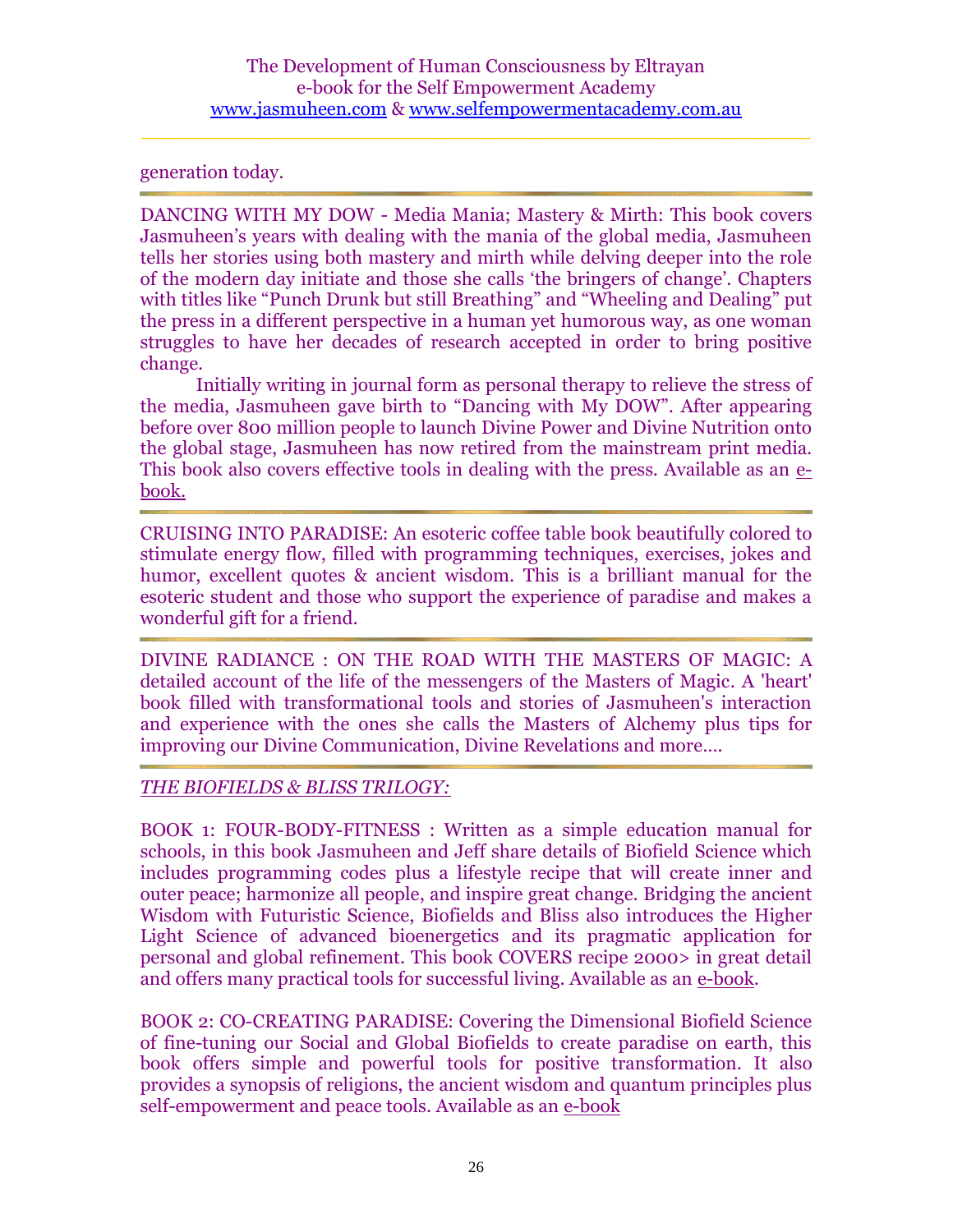generation today.

---

DANCING WITH MY DOW - Media Mania; Mastery & Mirth: This book covers Jasmuheen's years with dealing with the mania of the global media, Jasmuheen tells her stories using both mastery and mirth while delving deeper into the role of the modern day initiate and those she calls 'the bringers of change'. Chapters with titles like "Punch Drunk but still Breathing" and "Wheeling and Dealing" put the press in a different perspective in a human yet humorous way, as one woman struggles to have her decades of research accepted in order to bring positive change.

Initially writing in journal form as personal therapy to relieve the stress of the media, Jasmuheen gave birth to "Dancing with My DOW". After appearing before over 800 million people to launch Divine Power and Divine Nutrition onto the global stage, Jasmuheen has now retired from the mainstream print media. This book also covers effective tools in dealing with the press. Available as an e-book.

---

CRUISING INTO PARADISE: An esoteric coffee table book beautifully colored to stimulate energy flow, filled with programming techniques, exercises, jokes and humor, excellent quotes & ancient wisdom. This is a brilliant manual for the esoteric student and those who support the experience of paradise and makes a wonderful gift for a friend.

---

DIVINE RADIANCE : ON THE ROAD WITH THE MASTERS OF MAGIC: A detailed account of the life of the messengers of the Masters of Magic. A 'heart' book filled with transformational tools and stories of Jasmuheen's interaction and experience with the ones she calls the Masters of Alchemy plus tips for improving our Divine Communication, Divine Revelations and more….

---

*THE BIOFIELDS & BLISS TRILOGY:*

BOOK 1: FOUR-BODY-FITNESS : Written as a simple education manual for schools, in this book Jasmuheen and Jeff share details of Biofield Science which includes programming codes plus a lifestyle recipe that will create inner and outer peace; harmonize all people, and inspire great change. Bridging the ancient Wisdom with Futuristic Science, Biofields and Bliss also introduces the Higher Light Science of advanced bioenergetics and its pragmatic application for personal and global refinement. This book COVERS recipe 2000> in great detail and offers many practical tools for successful living. Available as an e-book.

BOOK 2: CO-CREATING PARADISE: Covering the Dimensional Biofield Science of fine-tuning our Social and Global Biofields to create paradise on earth, this book offers simple and powerful tools for positive transformation. It also provides a synopsis of religions, the ancient wisdom and quantum principles plus self-empowerment and peace tools. Available as an e-book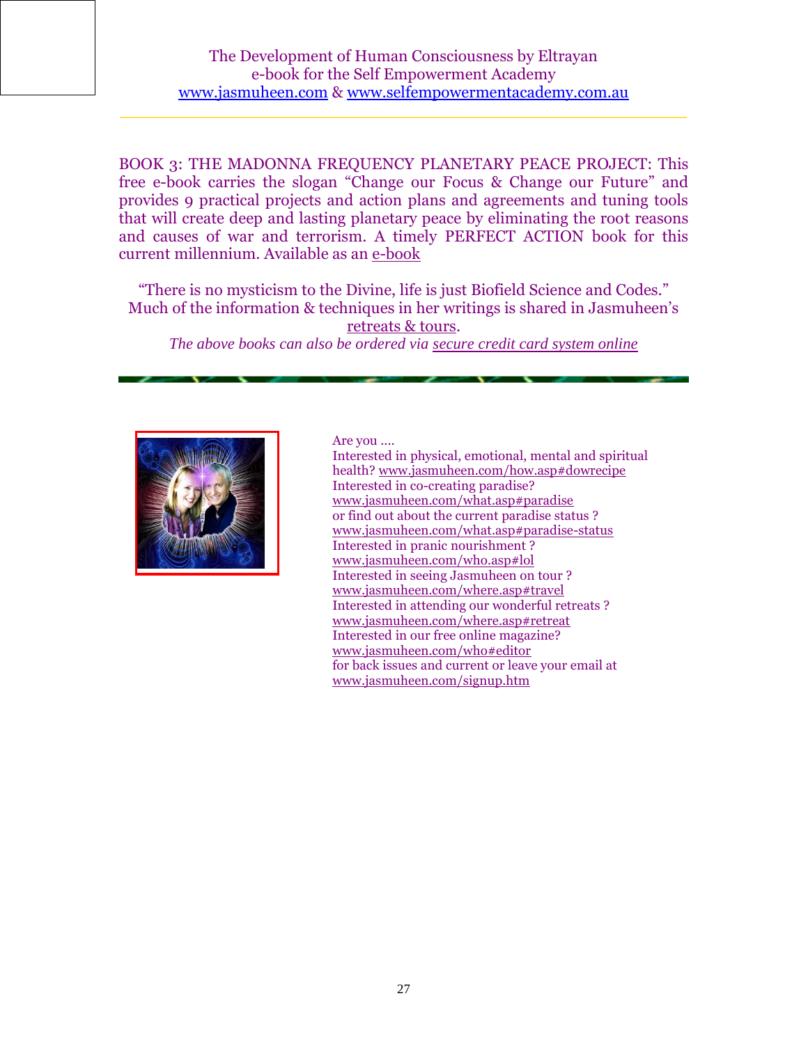BOOK 3: THE MADONNA FREQUENCY PLANETARY PEACE PROJECT: This free e-book carries the slogan "Change our Focus & Change our Future" and provides 9 practical projects and action plans and agreements and tuning tools that will create deep and lasting planetary peace by eliminating the root reasons and causes of war and terrorism. A timely PERFECT ACTION book for this current millennium. Available as an e-book

"There is no mysticism to the Divine, life is just Biofield Science and Codes."
Much of the information & techniques in her writings is shared in Jasmuheen's retreats & tours.
*The above books can also be ordered via secure credit card system online*

Are you ....
Interested in physical, emotional, mental and spiritual health? www.jasmuheen.com/how.asp#dowrecipe
Interested in co-creating paradise?
www.jasmuheen.com/what.asp#paradise
or find out about the current paradise status ?
www.jasmuheen.com/what.asp#paradise-status
Interested in pranic nourishment ?
www.jasmuheen.com/who.asp#lol
Interested in seeing Jasmuheen on tour ?
www.jasmuheen.com/where.asp#travel
Interested in attending our wonderful retreats ?
www.jasmuheen.com/where.asp#retreat
Interested in our free online magazine?
www.jasmuheen.com/who#editor
for back issues and current or leave your email at
www.jasmuheen.com/signup.htm